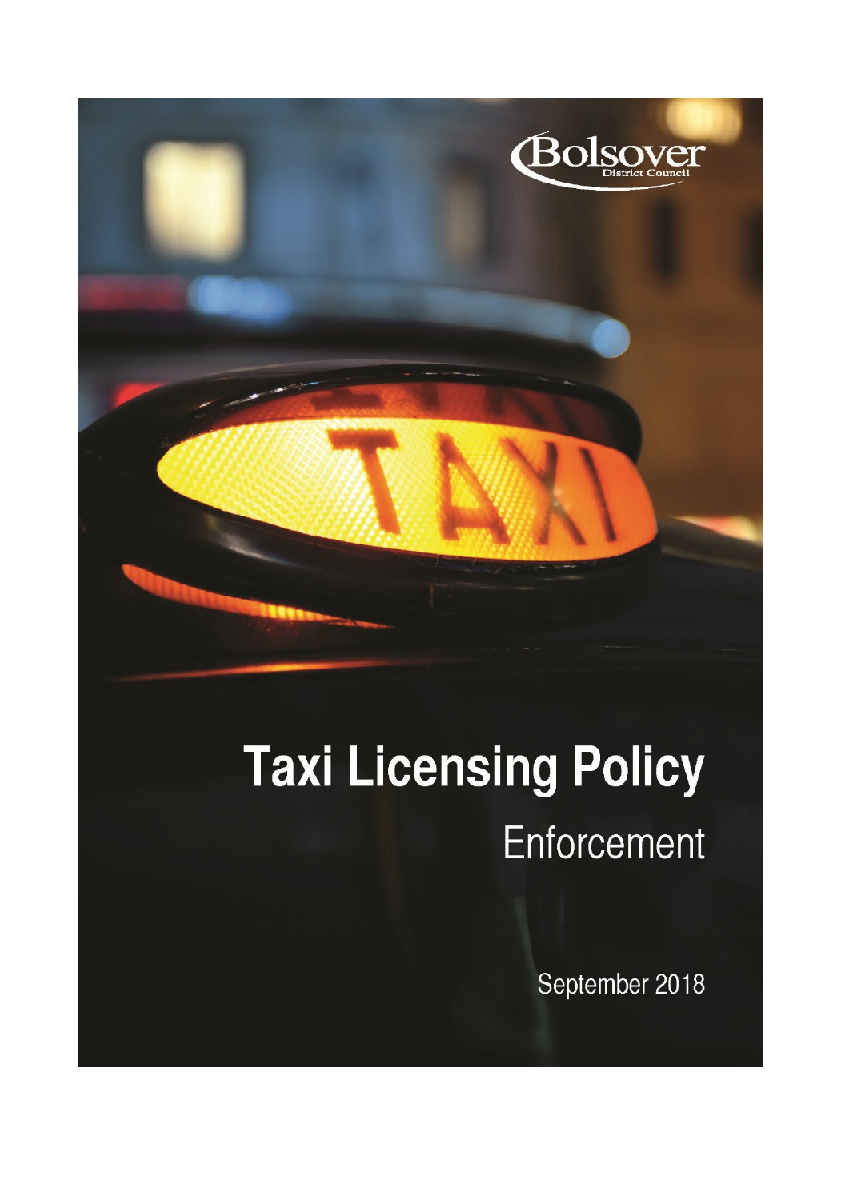Bolsover District Council

# Taxi Licensing Policy

## Enforcement

September 2018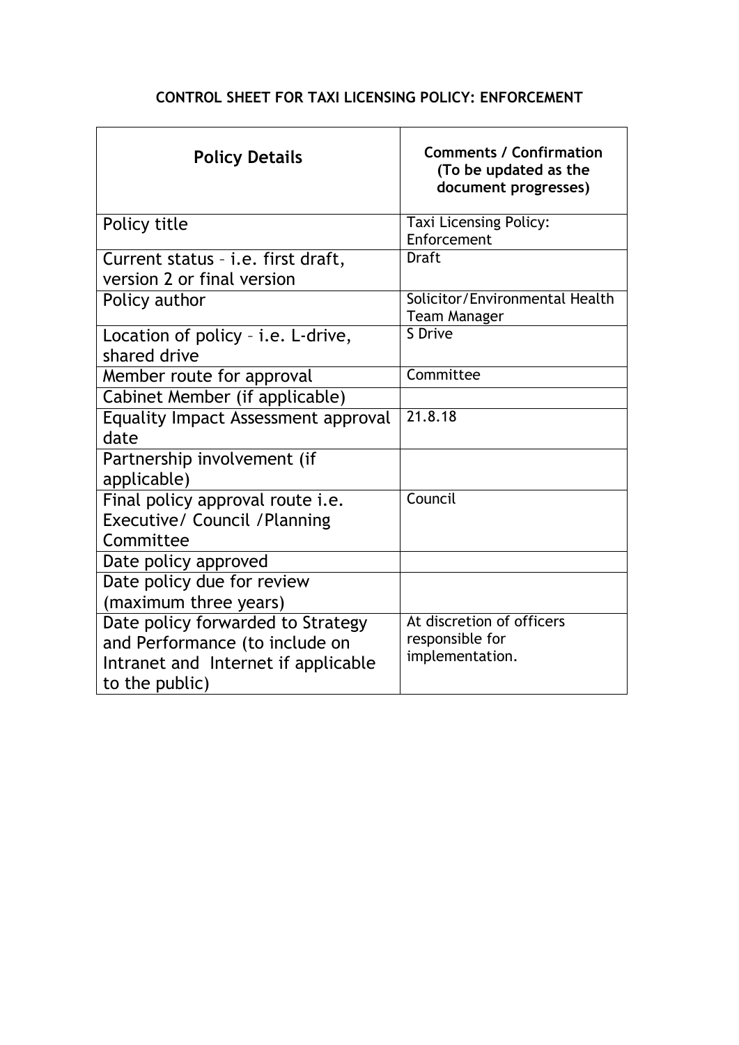**CONTROL SHEET FOR TAXI LICENSING POLICY: ENFORCEMENT**

| Policy Details | Comments / Confirmation (To be updated as the document progresses) |
|---|---|
| Policy title | Taxi Licensing Policy: Enforcement |
| Current status – i.e. first draft, version 2 or final version | Draft |
| Policy author | Solicitor/Environmental Health Team Manager |
| Location of policy – i.e. L-drive, shared drive | S Drive |
| Member route for approval | Committee |
| Cabinet Member (if applicable) | |
| Equality Impact Assessment approval date | 21.8.18 |
| Partnership involvement (if applicable) | |
| Final policy approval route i.e. Executive/ Council /Planning Committee | Council |
| Date policy approved | |
| Date policy due for review (maximum three years) | |
| Date policy forwarded to Strategy and Performance (to include on Intranet and Internet if applicable to the public) | At discretion of officers responsible for implementation. |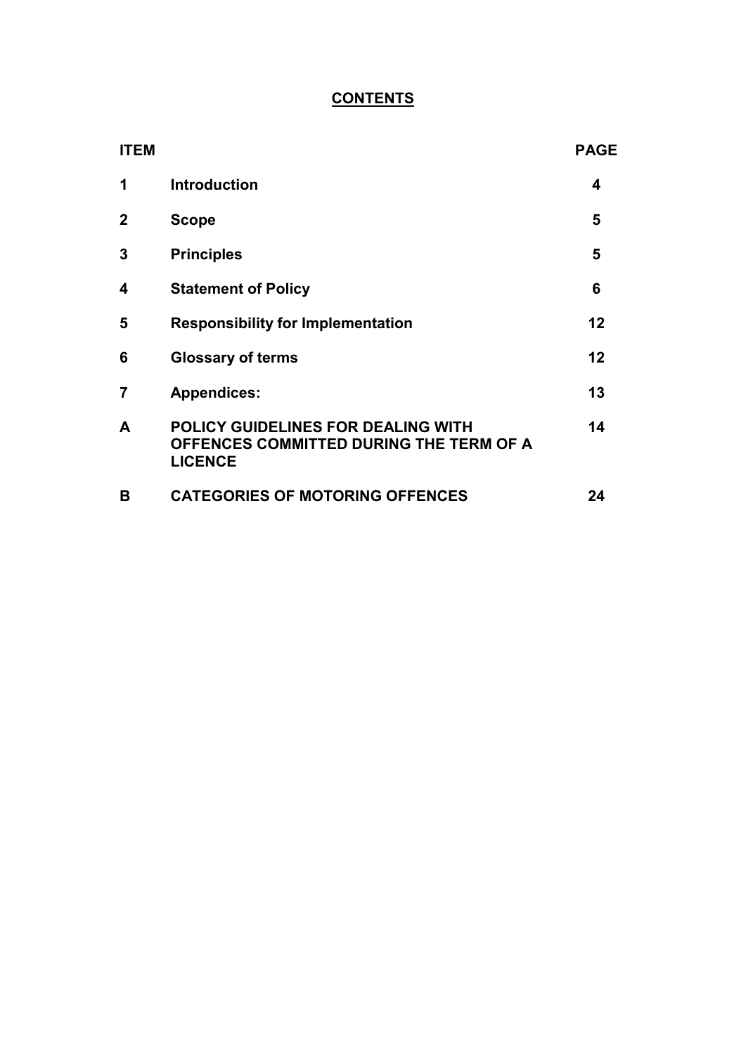# CONTENTS

| ITEM | | PAGE |
|---|---|---|
| 1 | **Introduction** | 4 |
| 2 | **Scope** | 5 |
| 3 | **Principles** | 5 |
| 4 | **Statement of Policy** | 6 |
| 5 | **Responsibility for Implementation** | 12 |
| 6 | **Glossary of terms** | 12 |
| 7 | **Appendices:** | 13 |
| A | **POLICY GUIDELINES FOR DEALING WITH OFFENCES COMMITTED DURING THE TERM OF A LICENCE** | 14 |
| B | **CATEGORIES OF MOTORING OFFENCES** | 24 |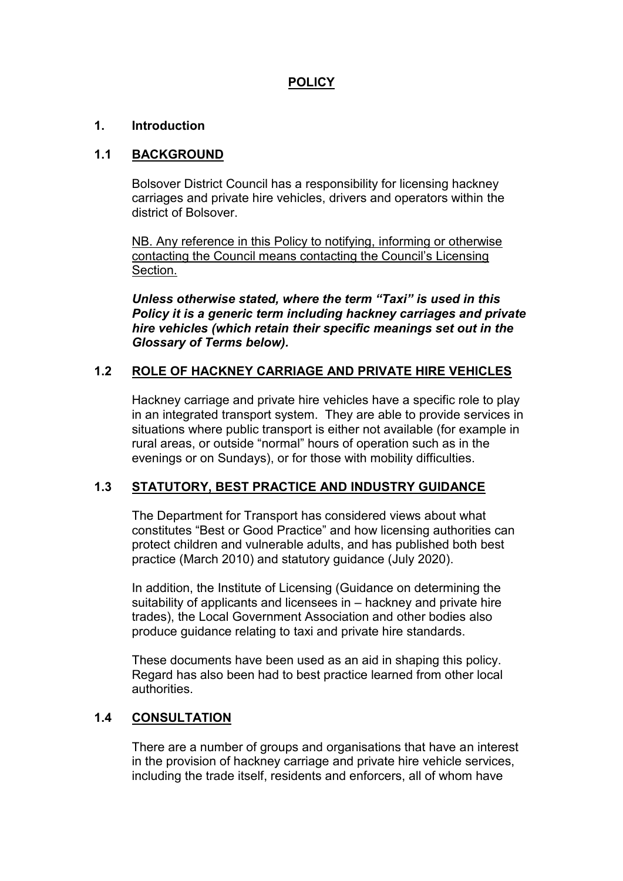# **POLICY**

## 1. Introduction

### 1.1 BACKGROUND

Bolsover District Council has a responsibility for licensing hackney carriages and private hire vehicles, drivers and operators within the district of Bolsover.

NB. Any reference in this Policy to notifying, informing or otherwise contacting the Council means contacting the Council's Licensing Section.

***Unless otherwise stated, where the term "Taxi" is used in this Policy it is a generic term including hackney carriages and private hire vehicles (which retain their specific meanings set out in the Glossary of Terms below).***

### 1.2 ROLE OF HACKNEY CARRIAGE AND PRIVATE HIRE VEHICLES

Hackney carriage and private hire vehicles have a specific role to play in an integrated transport system. They are able to provide services in situations where public transport is either not available (for example in rural areas, or outside "normal" hours of operation such as in the evenings or on Sundays), or for those with mobility difficulties.

### 1.3 STATUTORY, BEST PRACTICE AND INDUSTRY GUIDANCE

The Department for Transport has considered views about what constitutes "Best or Good Practice" and how licensing authorities can protect children and vulnerable adults, and has published both best practice (March 2010) and statutory guidance (July 2020).

In addition, the Institute of Licensing (Guidance on determining the suitability of applicants and licensees in – hackney and private hire trades), the Local Government Association and other bodies also produce guidance relating to taxi and private hire standards.

These documents have been used as an aid in shaping this policy. Regard has also been had to best practice learned from other local authorities.

### 1.4 CONSULTATION

There are a number of groups and organisations that have an interest in the provision of hackney carriage and private hire vehicle services, including the trade itself, residents and enforcers, all of whom have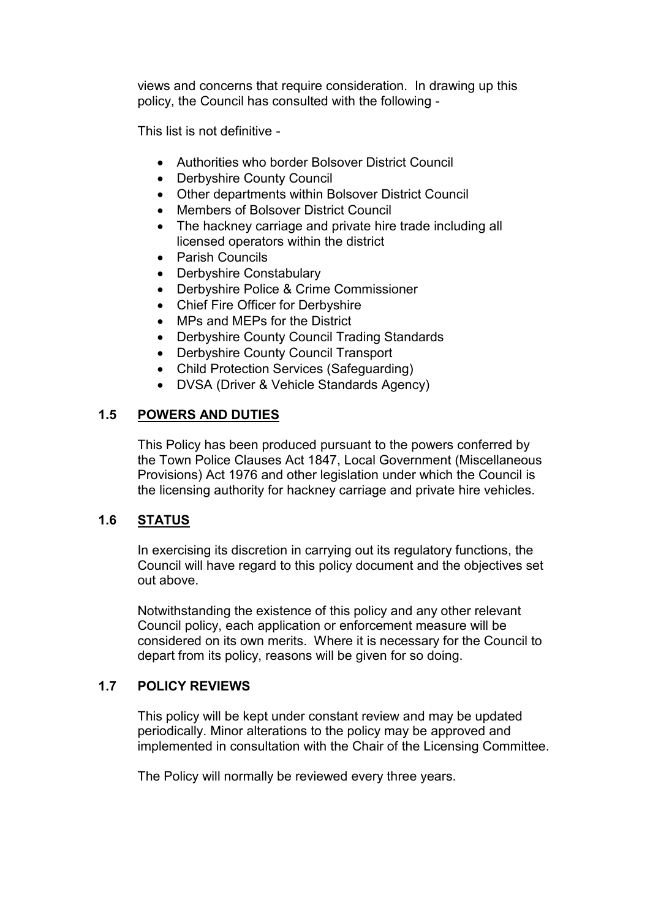views and concerns that require consideration. In drawing up this policy, the Council has consulted with the following -

This list is not definitive -

- Authorities who border Bolsover District Council
- Derbyshire County Council
- Other departments within Bolsover District Council
- Members of Bolsover District Council
- The hackney carriage and private hire trade including all licensed operators within the district
- Parish Councils
- Derbyshire Constabulary
- Derbyshire Police & Crime Commissioner
- Chief Fire Officer for Derbyshire
- MPs and MEPs for the District
- Derbyshire County Council Trading Standards
- Derbyshire County Council Transport
- Child Protection Services (Safeguarding)
- DVSA (Driver & Vehicle Standards Agency)

## 1.5 POWERS AND DUTIES

This Policy has been produced pursuant to the powers conferred by the Town Police Clauses Act 1847, Local Government (Miscellaneous Provisions) Act 1976 and other legislation under which the Council is the licensing authority for hackney carriage and private hire vehicles.

## 1.6 STATUS

In exercising its discretion in carrying out its regulatory functions, the Council will have regard to this policy document and the objectives set out above.

Notwithstanding the existence of this policy and any other relevant Council policy, each application or enforcement measure will be considered on its own merits. Where it is necessary for the Council to depart from its policy, reasons will be given for so doing.

## 1.7 POLICY REVIEWS

This policy will be kept under constant review and may be updated periodically. Minor alterations to the policy may be approved and implemented in consultation with the Chair of the Licensing Committee.

The Policy will normally be reviewed every three years.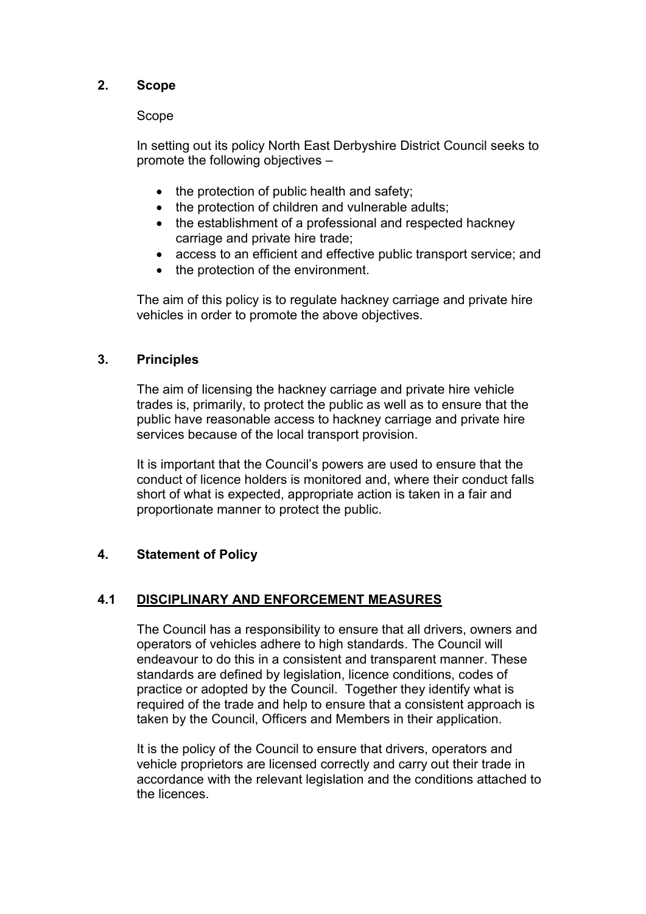## 2. Scope

Scope

In setting out its policy North East Derbyshire District Council seeks to promote the following objectives –

- the protection of public health and safety;
- the protection of children and vulnerable adults;
- the establishment of a professional and respected hackney carriage and private hire trade;
- access to an efficient and effective public transport service; and
- the protection of the environment.

The aim of this policy is to regulate hackney carriage and private hire vehicles in order to promote the above objectives.

## 3. Principles

The aim of licensing the hackney carriage and private hire vehicle trades is, primarily, to protect the public as well as to ensure that the public have reasonable access to hackney carriage and private hire services because of the local transport provision.

It is important that the Council's powers are used to ensure that the conduct of licence holders is monitored and, where their conduct falls short of what is expected, appropriate action is taken in a fair and proportionate manner to protect the public.

## 4. Statement of Policy

### 4.1 DISCIPLINARY AND ENFORCEMENT MEASURES

The Council has a responsibility to ensure that all drivers, owners and operators of vehicles adhere to high standards. The Council will endeavour to do this in a consistent and transparent manner. These standards are defined by legislation, licence conditions, codes of practice or adopted by the Council. Together they identify what is required of the trade and help to ensure that a consistent approach is taken by the Council, Officers and Members in their application.

It is the policy of the Council to ensure that drivers, operators and vehicle proprietors are licensed correctly and carry out their trade in accordance with the relevant legislation and the conditions attached to the licences.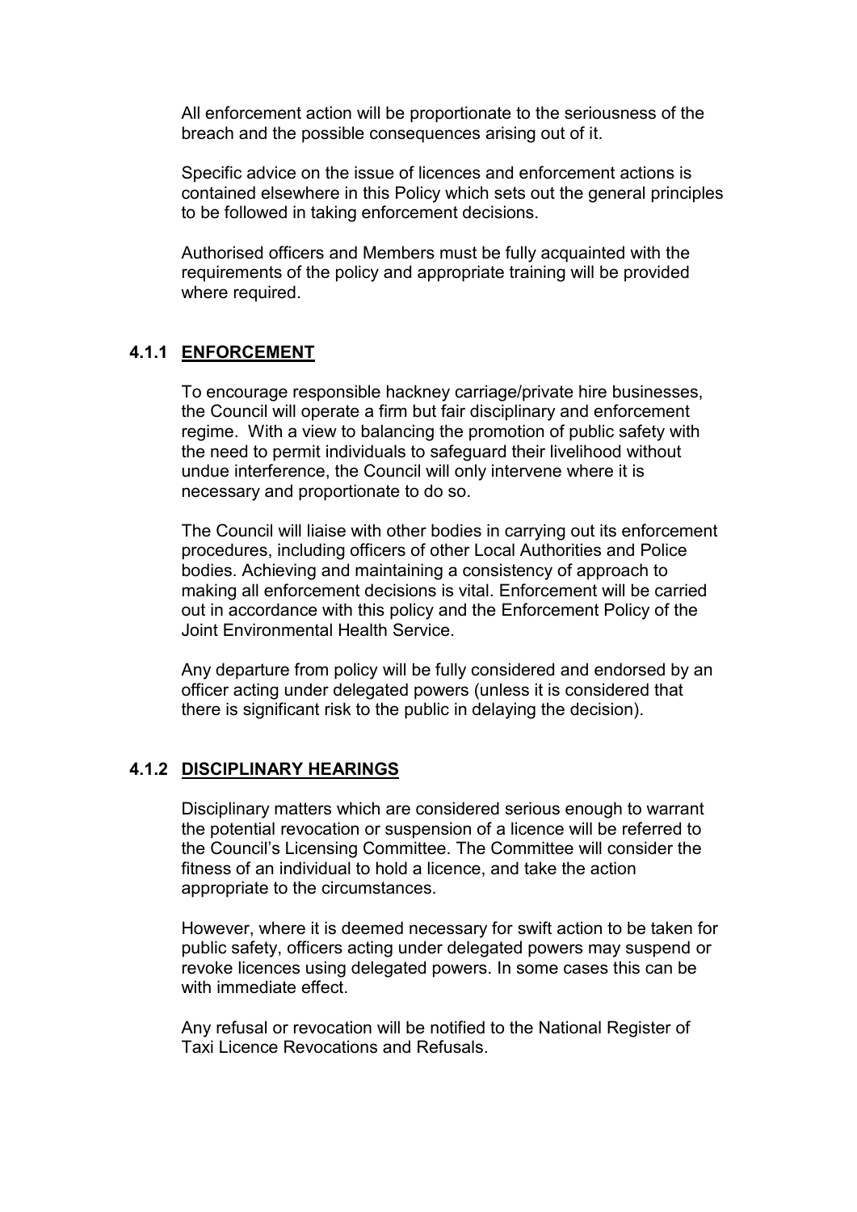All enforcement action will be proportionate to the seriousness of the breach and the possible consequences arising out of it.

Specific advice on the issue of licences and enforcement actions is contained elsewhere in this Policy which sets out the general principles to be followed in taking enforcement decisions.

Authorised officers and Members must be fully acquainted with the requirements of the policy and appropriate training will be provided where required.

### 4.1.1 ENFORCEMENT

To encourage responsible hackney carriage/private hire businesses, the Council will operate a firm but fair disciplinary and enforcement regime. With a view to balancing the promotion of public safety with the need to permit individuals to safeguard their livelihood without undue interference, the Council will only intervene where it is necessary and proportionate to do so.

The Council will liaise with other bodies in carrying out its enforcement procedures, including officers of other Local Authorities and Police bodies. Achieving and maintaining a consistency of approach to making all enforcement decisions is vital. Enforcement will be carried out in accordance with this policy and the Enforcement Policy of the Joint Environmental Health Service.

Any departure from policy will be fully considered and endorsed by an officer acting under delegated powers (unless it is considered that there is significant risk to the public in delaying the decision).

### 4.1.2 DISCIPLINARY HEARINGS

Disciplinary matters which are considered serious enough to warrant the potential revocation or suspension of a licence will be referred to the Council's Licensing Committee. The Committee will consider the fitness of an individual to hold a licence, and take the action appropriate to the circumstances.

However, where it is deemed necessary for swift action to be taken for public safety, officers acting under delegated powers may suspend or revoke licences using delegated powers. In some cases this can be with immediate effect.

Any refusal or revocation will be notified to the National Register of Taxi Licence Revocations and Refusals.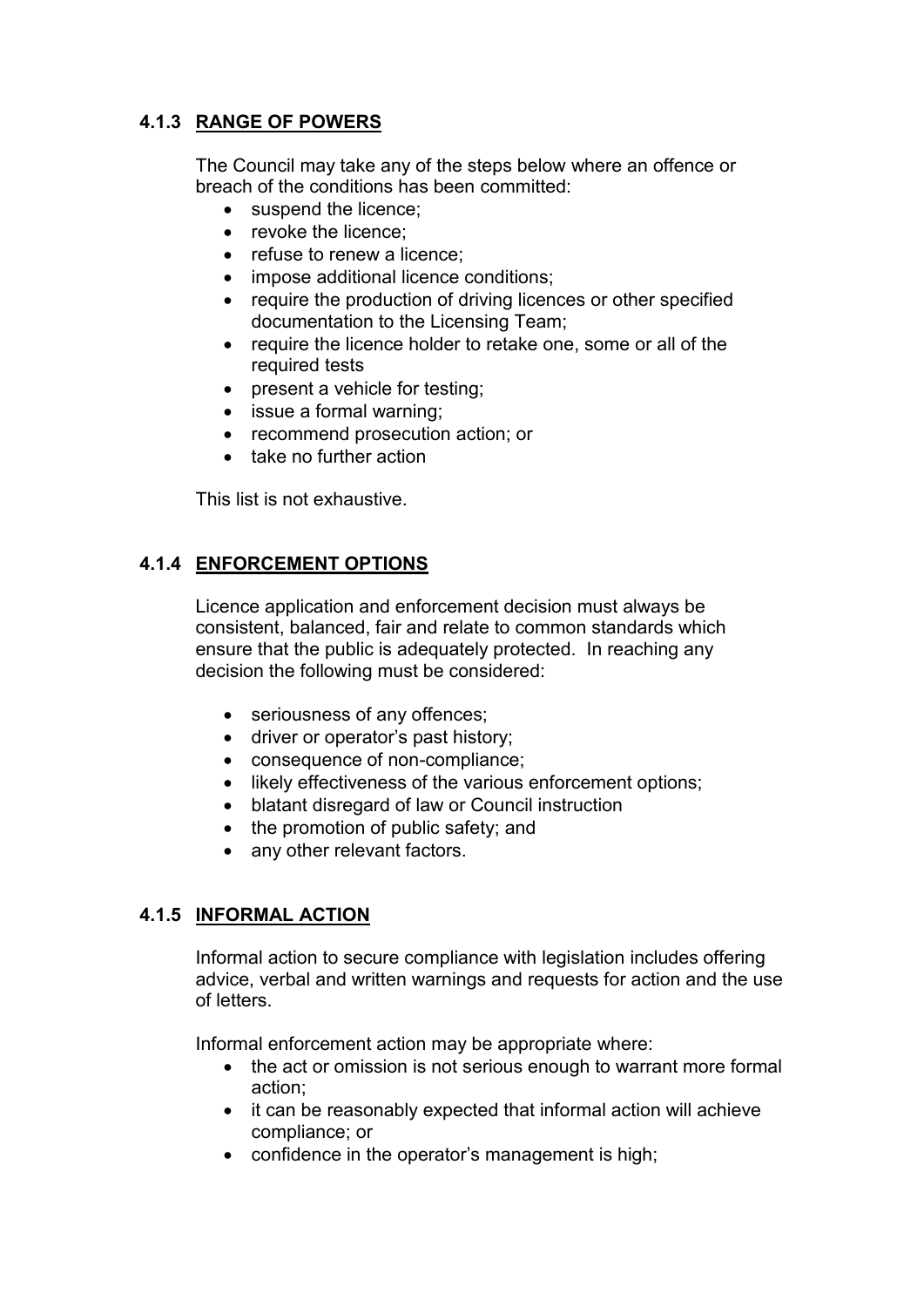### 4.1.3 RANGE OF POWERS

The Council may take any of the steps below where an offence or breach of the conditions has been committed:

- suspend the licence;
- revoke the licence;
- refuse to renew a licence;
- impose additional licence conditions;
- require the production of driving licences or other specified documentation to the Licensing Team;
- require the licence holder to retake one, some or all of the required tests
- present a vehicle for testing;
- issue a formal warning;
- recommend prosecution action; or
- take no further action

This list is not exhaustive.

### 4.1.4 ENFORCEMENT OPTIONS

Licence application and enforcement decision must always be consistent, balanced, fair and relate to common standards which ensure that the public is adequately protected. In reaching any decision the following must be considered:

- seriousness of any offences;
- driver or operator's past history;
- consequence of non-compliance;
- likely effectiveness of the various enforcement options;
- blatant disregard of law or Council instruction
- the promotion of public safety; and
- any other relevant factors.

### 4.1.5 INFORMAL ACTION

Informal action to secure compliance with legislation includes offering advice, verbal and written warnings and requests for action and the use of letters.

Informal enforcement action may be appropriate where:

- the act or omission is not serious enough to warrant more formal action;
- it can be reasonably expected that informal action will achieve compliance; or
- confidence in the operator's management is high;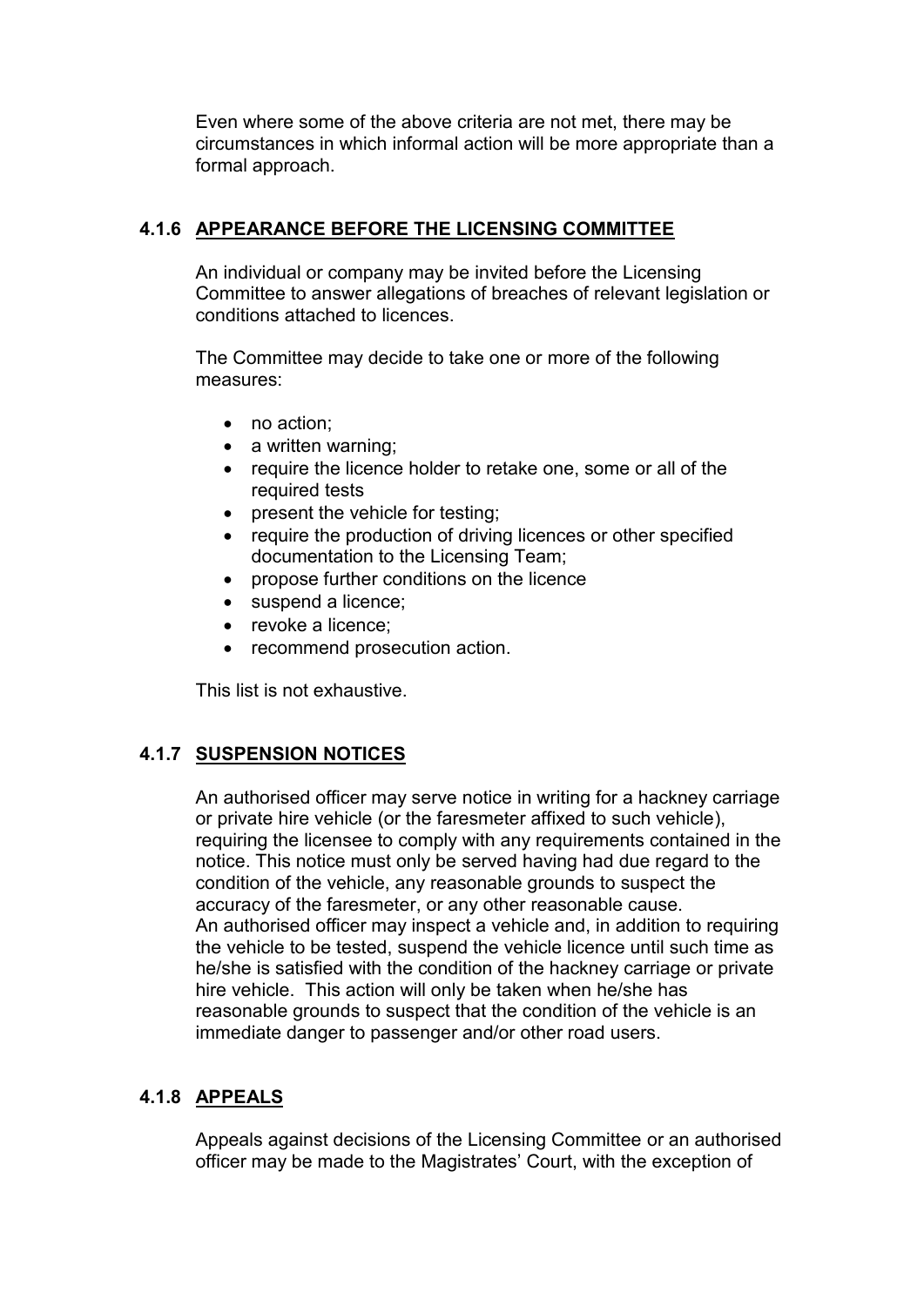Even where some of the above criteria are not met, there may be circumstances in which informal action will be more appropriate than a formal approach.

### 4.1.6 APPEARANCE BEFORE THE LICENSING COMMITTEE

An individual or company may be invited before the Licensing Committee to answer allegations of breaches of relevant legislation or conditions attached to licences.

The Committee may decide to take one or more of the following measures:

- no action;
- a written warning;
- require the licence holder to retake one, some or all of the required tests
- present the vehicle for testing;
- require the production of driving licences or other specified documentation to the Licensing Team;
- propose further conditions on the licence
- suspend a licence;
- revoke a licence;
- recommend prosecution action.

This list is not exhaustive.

### 4.1.7 SUSPENSION NOTICES

An authorised officer may serve notice in writing for a hackney carriage or private hire vehicle (or the faresmeter affixed to such vehicle), requiring the licensee to comply with any requirements contained in the notice. This notice must only be served having had due regard to the condition of the vehicle, any reasonable grounds to suspect the accuracy of the faresmeter, or any other reasonable cause.
An authorised officer may inspect a vehicle and, in addition to requiring the vehicle to be tested, suspend the vehicle licence until such time as he/she is satisfied with the condition of the hackney carriage or private hire vehicle. This action will only be taken when he/she has reasonable grounds to suspect that the condition of the vehicle is an immediate danger to passenger and/or other road users.

### 4.1.8 APPEALS

Appeals against decisions of the Licensing Committee or an authorised officer may be made to the Magistrates' Court, with the exception of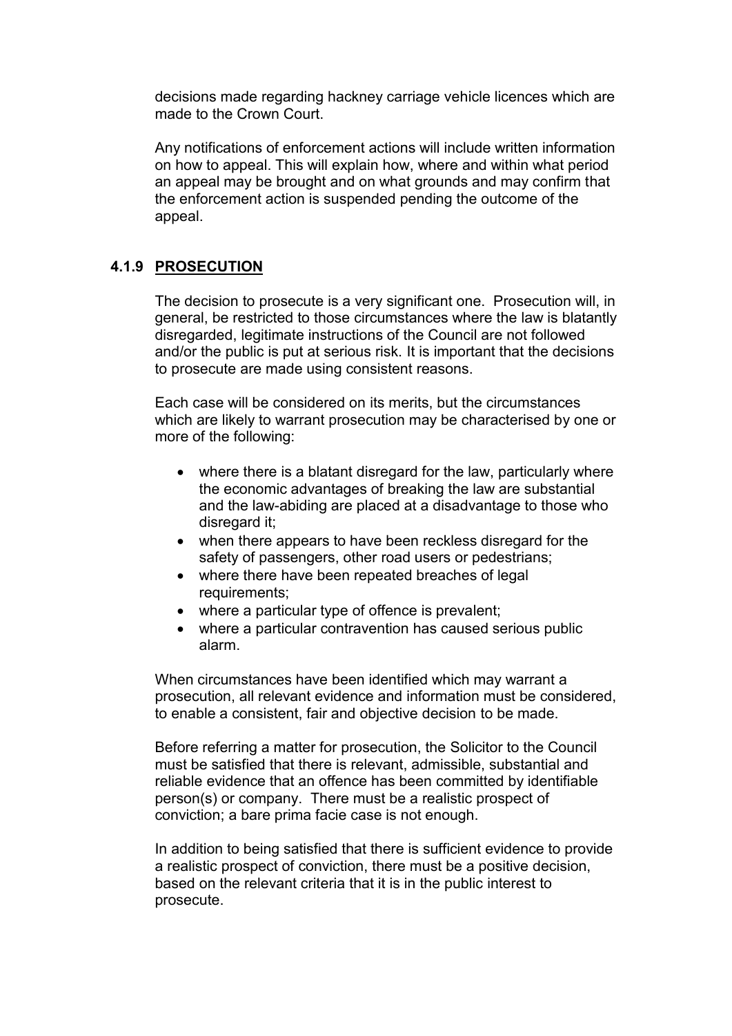decisions made regarding hackney carriage vehicle licences which are made to the Crown Court.

Any notifications of enforcement actions will include written information on how to appeal. This will explain how, where and within what period an appeal may be brought and on what grounds and may confirm that the enforcement action is suspended pending the outcome of the appeal.

### 4.1.9 PROSECUTION

The decision to prosecute is a very significant one. Prosecution will, in general, be restricted to those circumstances where the law is blatantly disregarded, legitimate instructions of the Council are not followed and/or the public is put at serious risk. It is important that the decisions to prosecute are made using consistent reasons.

Each case will be considered on its merits, but the circumstances which are likely to warrant prosecution may be characterised by one or more of the following:

- where there is a blatant disregard for the law, particularly where the economic advantages of breaking the law are substantial and the law-abiding are placed at a disadvantage to those who disregard it;
- when there appears to have been reckless disregard for the safety of passengers, other road users or pedestrians;
- where there have been repeated breaches of legal requirements;
- where a particular type of offence is prevalent;
- where a particular contravention has caused serious public alarm.

When circumstances have been identified which may warrant a prosecution, all relevant evidence and information must be considered, to enable a consistent, fair and objective decision to be made.

Before referring a matter for prosecution, the Solicitor to the Council must be satisfied that there is relevant, admissible, substantial and reliable evidence that an offence has been committed by identifiable person(s) or company. There must be a realistic prospect of conviction; a bare prima facie case is not enough.

In addition to being satisfied that there is sufficient evidence to provide a realistic prospect of conviction, there must be a positive decision, based on the relevant criteria that it is in the public interest to prosecute.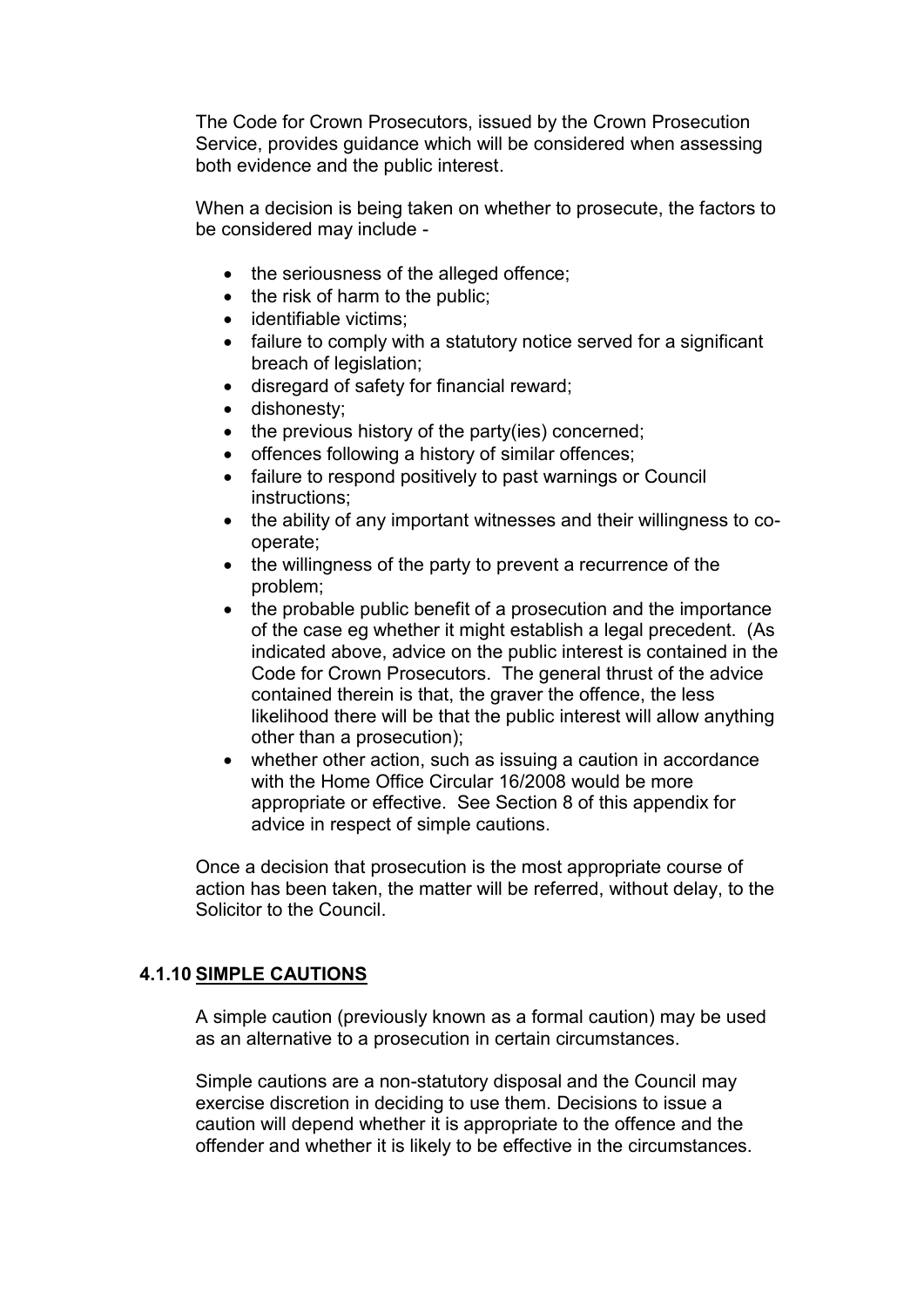The Code for Crown Prosecutors, issued by the Crown Prosecution Service, provides guidance which will be considered when assessing both evidence and the public interest.

When a decision is being taken on whether to prosecute, the factors to be considered may include -

- the seriousness of the alleged offence;
- the risk of harm to the public;
- identifiable victims;
- failure to comply with a statutory notice served for a significant breach of legislation;
- disregard of safety for financial reward;
- dishonesty;
- the previous history of the party(ies) concerned;
- offences following a history of similar offences;
- failure to respond positively to past warnings or Council instructions;
- the ability of any important witnesses and their willingness to co-operate;
- the willingness of the party to prevent a recurrence of the problem;
- the probable public benefit of a prosecution and the importance of the case eg whether it might establish a legal precedent. (As indicated above, advice on the public interest is contained in the Code for Crown Prosecutors. The general thrust of the advice contained therein is that, the graver the offence, the less likelihood there will be that the public interest will allow anything other than a prosecution);
- whether other action, such as issuing a caution in accordance with the Home Office Circular 16/2008 would be more appropriate or effective. See Section 8 of this appendix for advice in respect of simple cautions.

Once a decision that prosecution is the most appropriate course of action has been taken, the matter will be referred, without delay, to the Solicitor to the Council.

### 4.1.10 <u>SIMPLE CAUTIONS</u>

A simple caution (previously known as a formal caution) may be used as an alternative to a prosecution in certain circumstances.

Simple cautions are a non-statutory disposal and the Council may exercise discretion in deciding to use them. Decisions to issue a caution will depend whether it is appropriate to the offence and the offender and whether it is likely to be effective in the circumstances.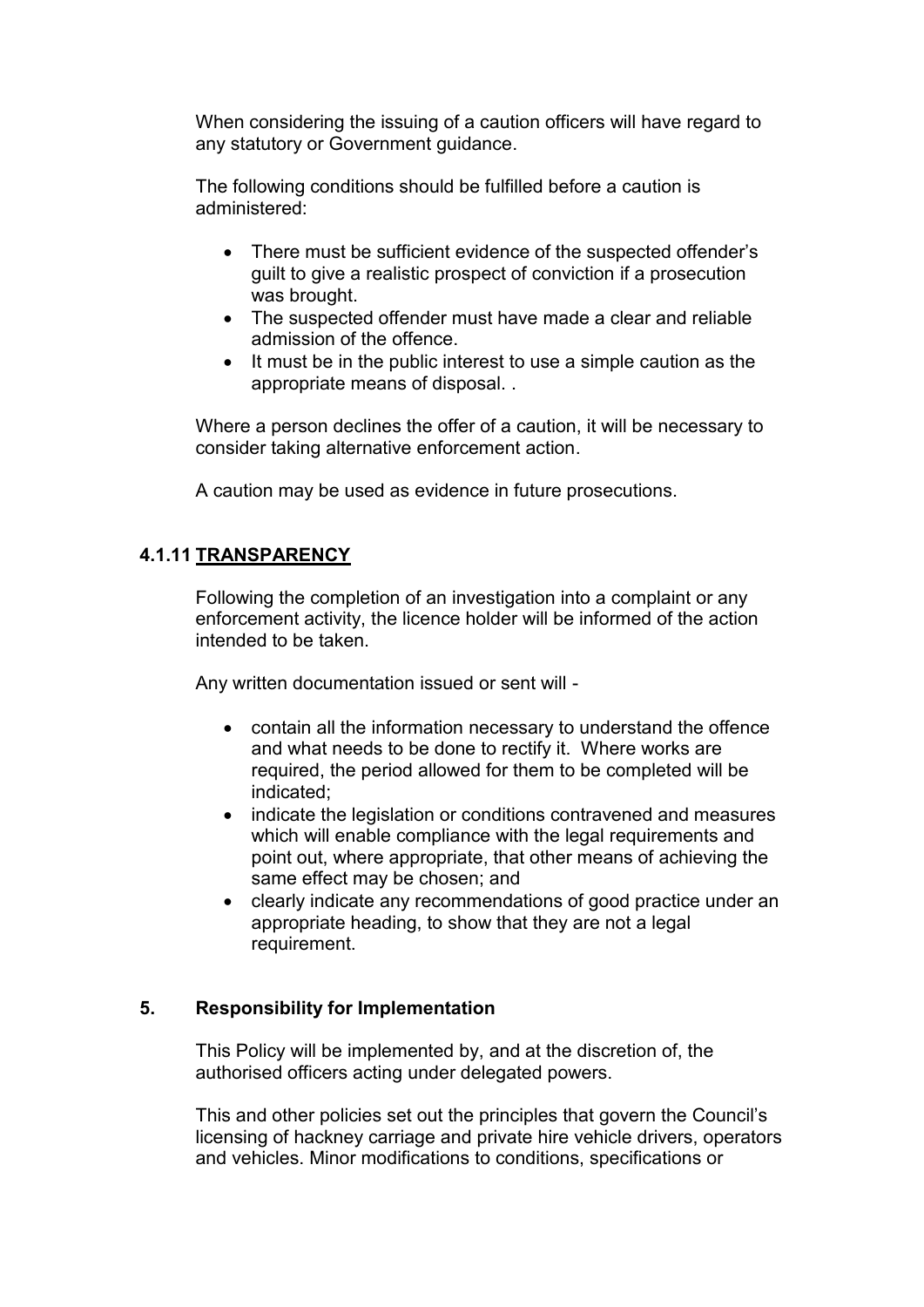When considering the issuing of a caution officers will have regard to any statutory or Government guidance.

The following conditions should be fulfilled before a caution is administered:

- There must be sufficient evidence of the suspected offender's guilt to give a realistic prospect of conviction if a prosecution was brought.
- The suspected offender must have made a clear and reliable admission of the offence.
- It must be in the public interest to use a simple caution as the appropriate means of disposal. .

Where a person declines the offer of a caution, it will be necessary to consider taking alternative enforcement action.

A caution may be used as evidence in future prosecutions.

### 4.1.11 <u>TRANSPARENCY</u>

Following the completion of an investigation into a complaint or any enforcement activity, the licence holder will be informed of the action intended to be taken.

Any written documentation issued or sent will -

- contain all the information necessary to understand the offence and what needs to be done to rectify it. Where works are required, the period allowed for them to be completed will be indicated;
- indicate the legislation or conditions contravened and measures which will enable compliance with the legal requirements and point out, where appropriate, that other means of achieving the same effect may be chosen; and
- clearly indicate any recommendations of good practice under an appropriate heading, to show that they are not a legal requirement.

## 5. Responsibility for Implementation

This Policy will be implemented by, and at the discretion of, the authorised officers acting under delegated powers.

This and other policies set out the principles that govern the Council's licensing of hackney carriage and private hire vehicle drivers, operators and vehicles. Minor modifications to conditions, specifications or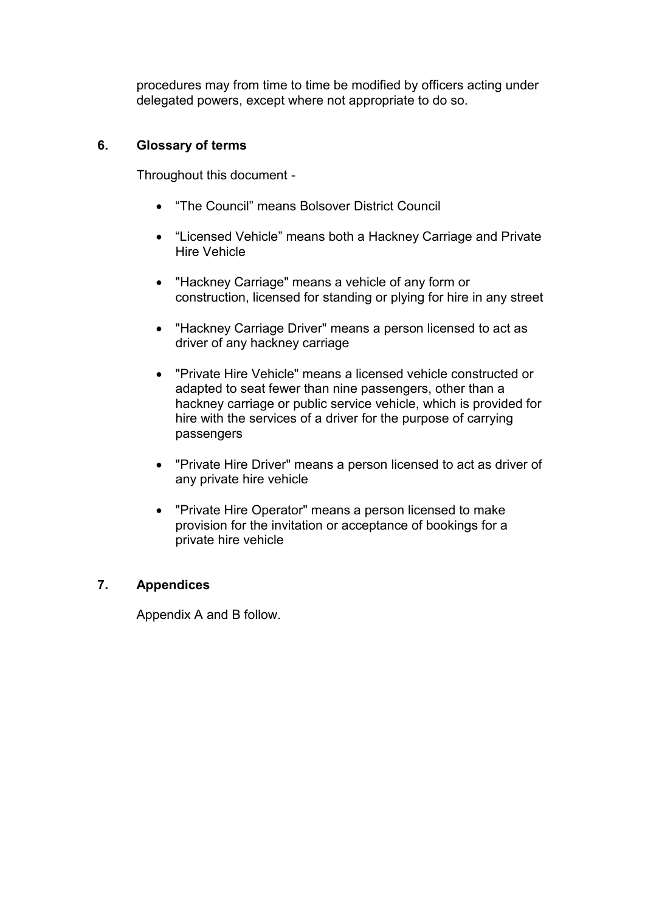procedures may from time to time be modified by officers acting under delegated powers, except where not appropriate to do so.

## 6. Glossary of terms

Throughout this document -

- “The Council” means Bolsover District Council
- “Licensed Vehicle” means both a Hackney Carriage and Private Hire Vehicle
- "Hackney Carriage" means a vehicle of any form or construction, licensed for standing or plying for hire in any street
- "Hackney Carriage Driver" means a person licensed to act as driver of any hackney carriage
- "Private Hire Vehicle" means a licensed vehicle constructed or adapted to seat fewer than nine passengers, other than a hackney carriage or public service vehicle, which is provided for hire with the services of a driver for the purpose of carrying passengers
- "Private Hire Driver" means a person licensed to act as driver of any private hire vehicle
- "Private Hire Operator" means a person licensed to make provision for the invitation or acceptance of bookings for a private hire vehicle

## 7. Appendices

Appendix A and B follow.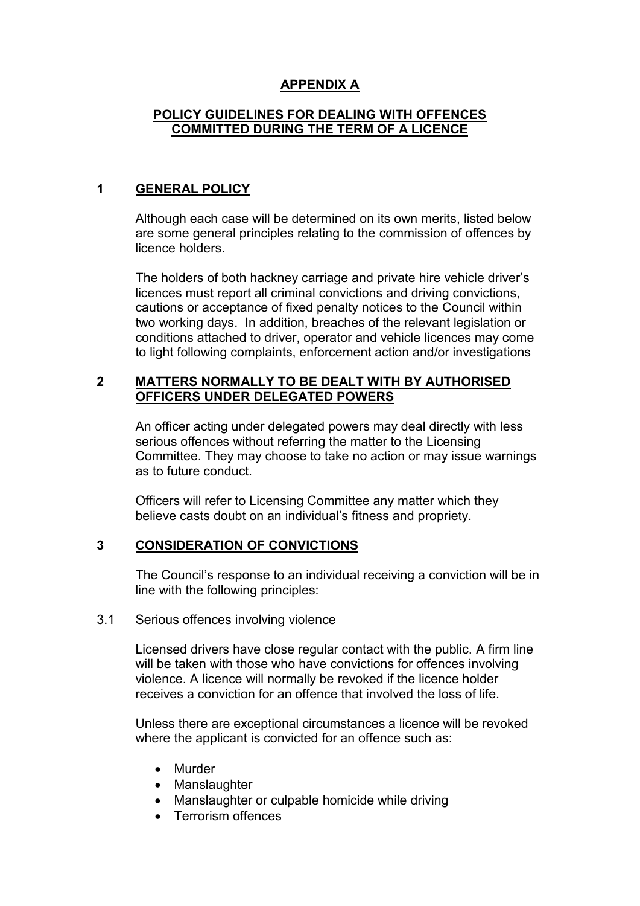# APPENDIX A

## POLICY GUIDELINES FOR DEALING WITH OFFENCES COMMITTED DURING THE TERM OF A LICENCE

## 1 GENERAL POLICY

Although each case will be determined on its own merits, listed below are some general principles relating to the commission of offences by licence holders.

The holders of both hackney carriage and private hire vehicle driver's licences must report all criminal convictions and driving convictions, cautions or acceptance of fixed penalty notices to the Council within two working days. In addition, breaches of the relevant legislation or conditions attached to driver, operator and vehicle licences may come to light following complaints, enforcement action and/or investigations

## 2 MATTERS NORMALLY TO BE DEALT WITH BY AUTHORISED OFFICERS UNDER DELEGATED POWERS

An officer acting under delegated powers may deal directly with less serious offences without referring the matter to the Licensing Committee. They may choose to take no action or may issue warnings as to future conduct.

Officers will refer to Licensing Committee any matter which they believe casts doubt on an individual's fitness and propriety.

## 3 CONSIDERATION OF CONVICTIONS

The Council's response to an individual receiving a conviction will be in line with the following principles:

### 3.1 Serious offences involving violence

Licensed drivers have close regular contact with the public. A firm line will be taken with those who have convictions for offences involving violence. A licence will normally be revoked if the licence holder receives a conviction for an offence that involved the loss of life.

Unless there are exceptional circumstances a licence will be revoked where the applicant is convicted for an offence such as:

- Murder
- Manslaughter
- Manslaughter or culpable homicide while driving
- Terrorism offences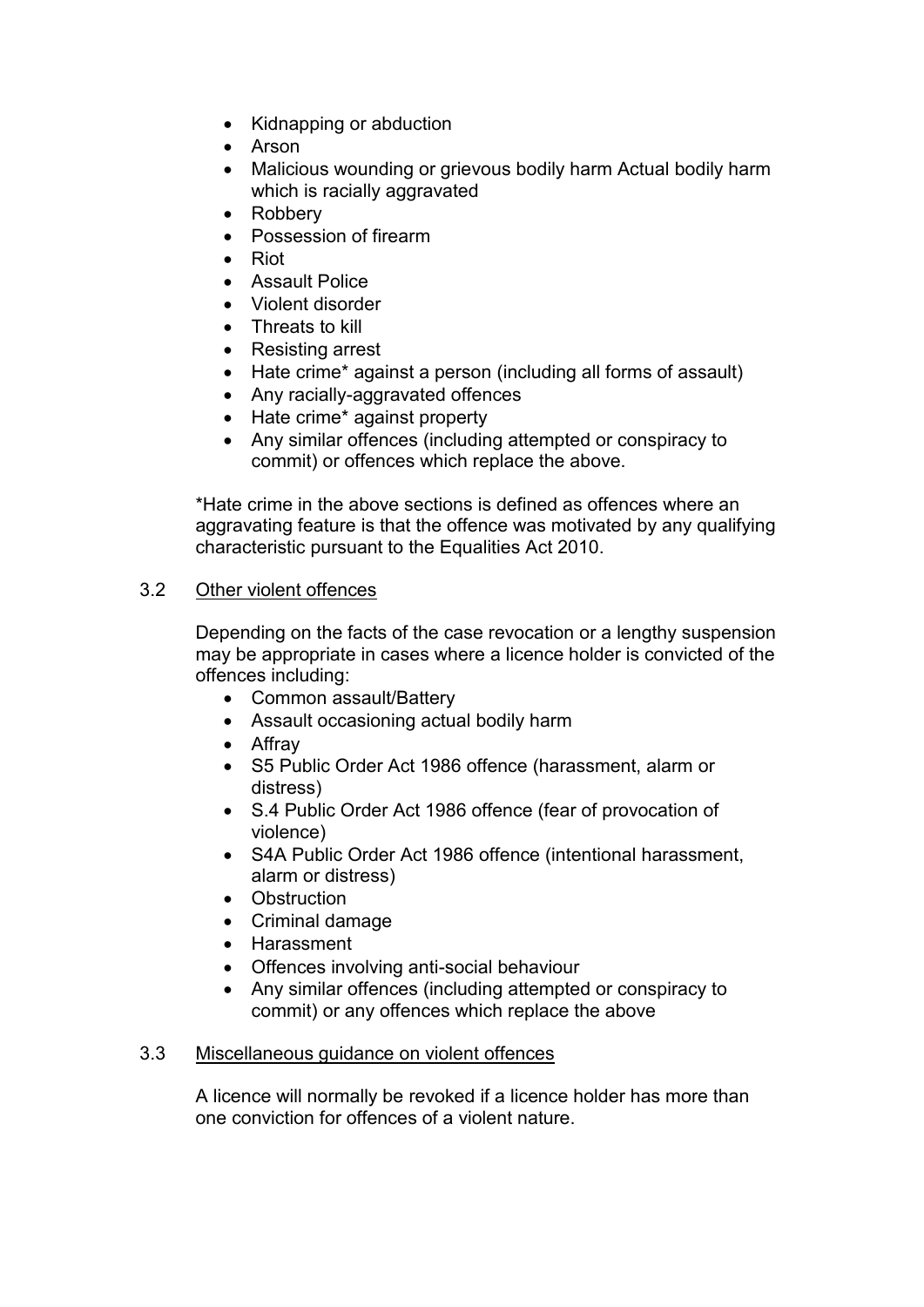- Kidnapping or abduction
- Arson
- Malicious wounding or grievous bodily harm Actual bodily harm which is racially aggravated
- Robbery
- Possession of firearm
- Riot
- Assault Police
- Violent disorder
- Threats to kill
- Resisting arrest
- Hate crime* against a person (including all forms of assault)
- Any racially-aggravated offences
- Hate crime* against property
- Any similar offences (including attempted or conspiracy to commit) or offences which replace the above.

*Hate crime in the above sections is defined as offences where an aggravating feature is that the offence was motivated by any qualifying characteristic pursuant to the Equalities Act 2010.

3.2 Other violent offences

Depending on the facts of the case revocation or a lengthy suspension may be appropriate in cases where a licence holder is convicted of the offences including:

- Common assault/Battery
- Assault occasioning actual bodily harm
- Affray
- S5 Public Order Act 1986 offence (harassment, alarm or distress)
- S.4 Public Order Act 1986 offence (fear of provocation of violence)
- S4A Public Order Act 1986 offence (intentional harassment, alarm or distress)
- Obstruction
- Criminal damage
- Harassment
- Offences involving anti-social behaviour
- Any similar offences (including attempted or conspiracy to commit) or any offences which replace the above

3.3 Miscellaneous guidance on violent offences

A licence will normally be revoked if a licence holder has more than one conviction for offences of a violent nature.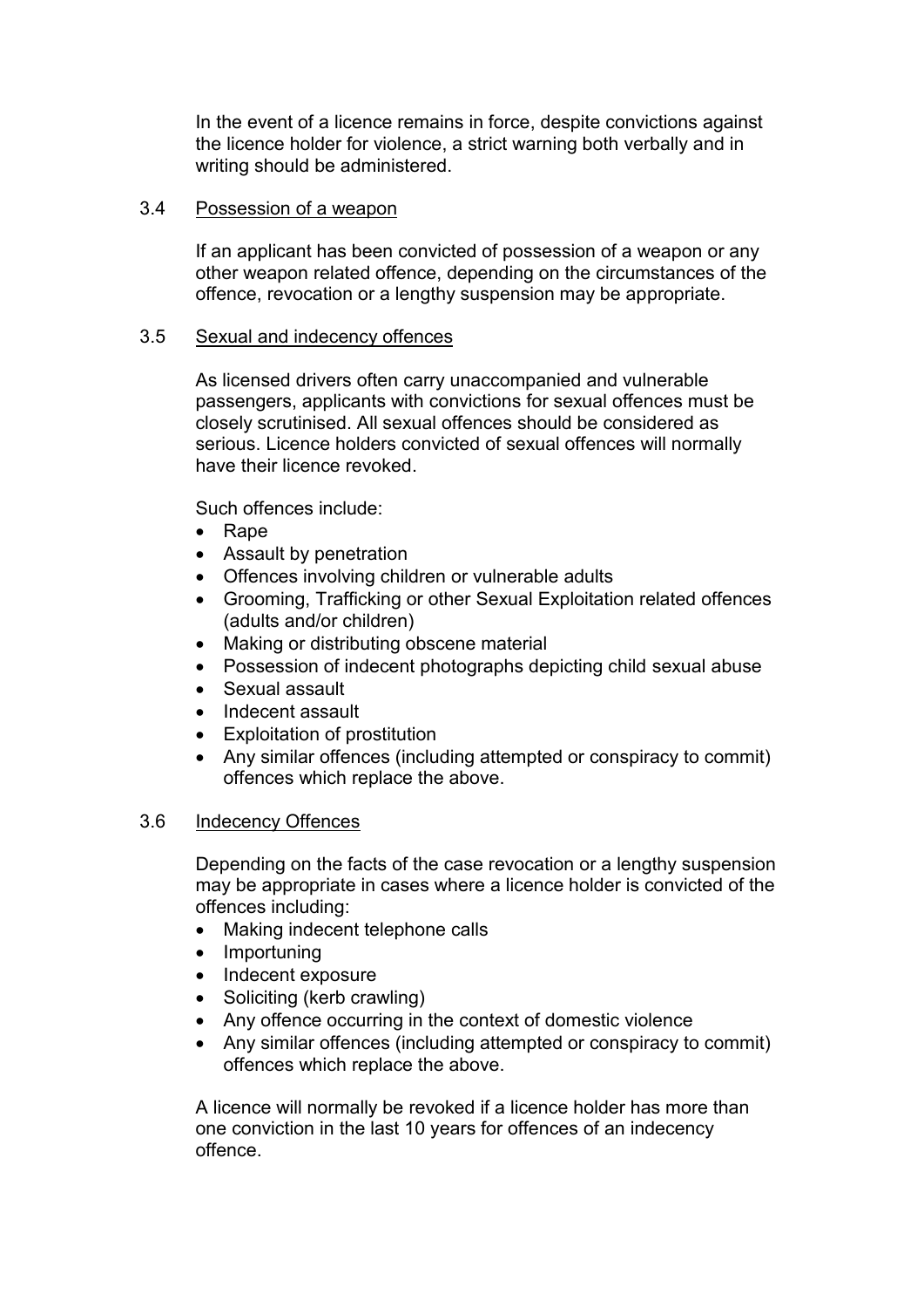In the event of a licence remains in force, despite convictions against the licence holder for violence, a strict warning both verbally and in writing should be administered.

### 3.4 Possession of a weapon

If an applicant has been convicted of possession of a weapon or any other weapon related offence, depending on the circumstances of the offence, revocation or a lengthy suspension may be appropriate.

### 3.5 Sexual and indecency offences

As licensed drivers often carry unaccompanied and vulnerable passengers, applicants with convictions for sexual offences must be closely scrutinised. All sexual offences should be considered as serious. Licence holders convicted of sexual offences will normally have their licence revoked.

Such offences include:

- Rape
- Assault by penetration
- Offences involving children or vulnerable adults
- Grooming, Trafficking or other Sexual Exploitation related offences (adults and/or children)
- Making or distributing obscene material
- Possession of indecent photographs depicting child sexual abuse
- Sexual assault
- Indecent assault
- Exploitation of prostitution
- Any similar offences (including attempted or conspiracy to commit) offences which replace the above.

### 3.6 Indecency Offences

Depending on the facts of the case revocation or a lengthy suspension may be appropriate in cases where a licence holder is convicted of the offences including:

- Making indecent telephone calls
- Importuning
- Indecent exposure
- Soliciting (kerb crawling)
- Any offence occurring in the context of domestic violence
- Any similar offences (including attempted or conspiracy to commit) offences which replace the above.

A licence will normally be revoked if a licence holder has more than one conviction in the last 10 years for offences of an indecency offence.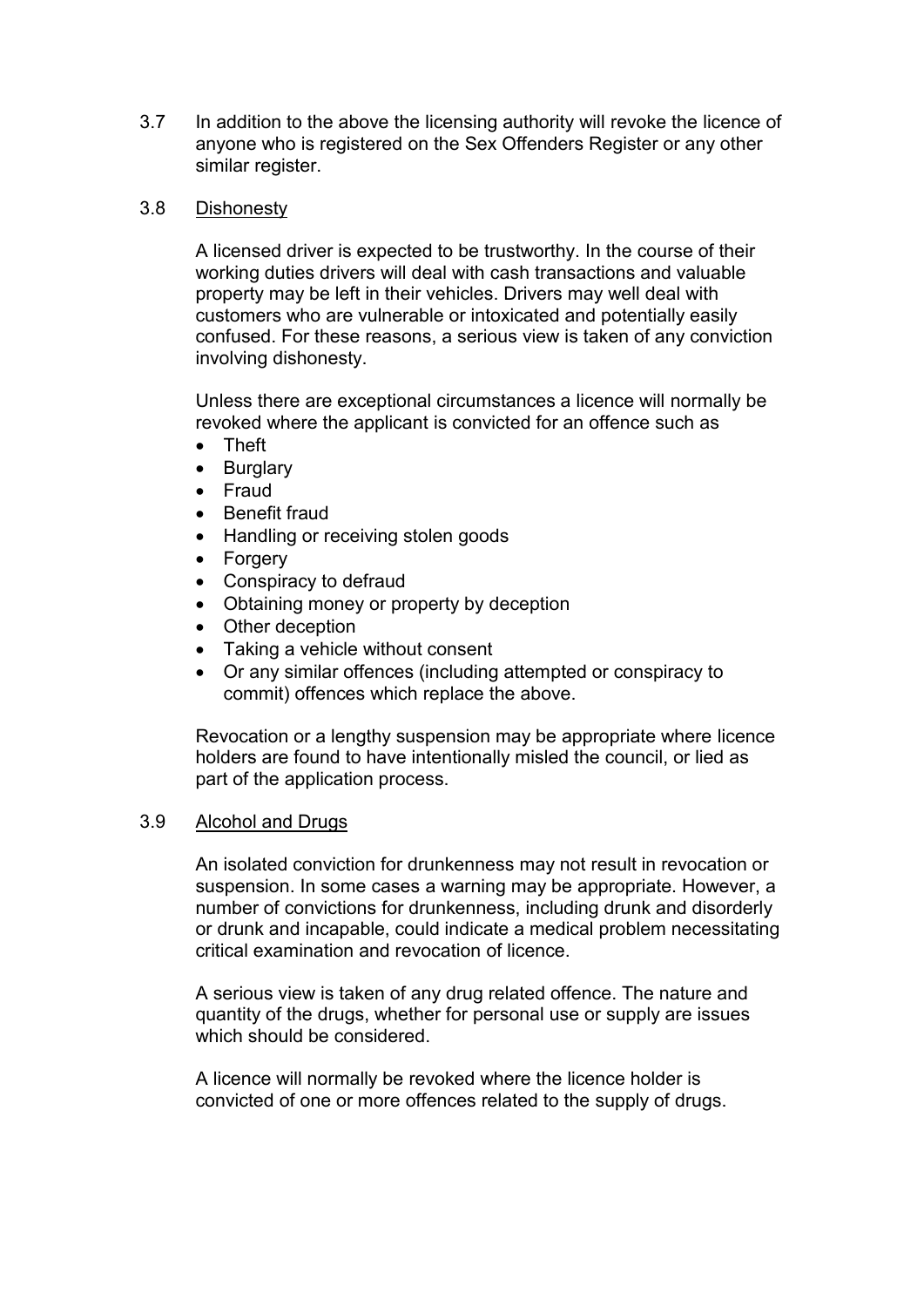3.7 In addition to the above the licensing authority will revoke the licence of anyone who is registered on the Sex Offenders Register or any other similar register.

### 3.8 Dishonesty

A licensed driver is expected to be trustworthy. In the course of their working duties drivers will deal with cash transactions and valuable property may be left in their vehicles. Drivers may well deal with customers who are vulnerable or intoxicated and potentially easily confused. For these reasons, a serious view is taken of any conviction involving dishonesty.

Unless there are exceptional circumstances a licence will normally be revoked where the applicant is convicted for an offence such as

- Theft
- Burglary
- Fraud
- Benefit fraud
- Handling or receiving stolen goods
- Forgery
- Conspiracy to defraud
- Obtaining money or property by deception
- Other deception
- Taking a vehicle without consent
- Or any similar offences (including attempted or conspiracy to commit) offences which replace the above.

Revocation or a lengthy suspension may be appropriate where licence holders are found to have intentionally misled the council, or lied as part of the application process.

### 3.9 Alcohol and Drugs

An isolated conviction for drunkenness may not result in revocation or suspension. In some cases a warning may be appropriate. However, a number of convictions for drunkenness, including drunk and disorderly or drunk and incapable, could indicate a medical problem necessitating critical examination and revocation of licence.

A serious view is taken of any drug related offence. The nature and quantity of the drugs, whether for personal use or supply are issues which should be considered.

A licence will normally be revoked where the licence holder is convicted of one or more offences related to the supply of drugs.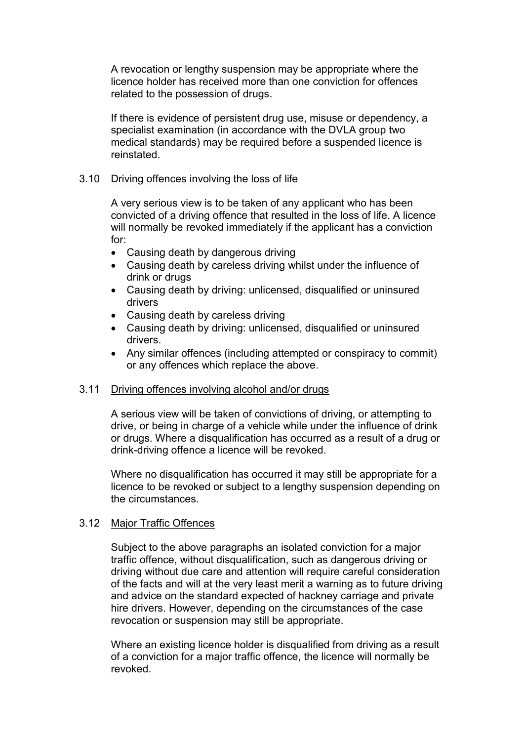A revocation or lengthy suspension may be appropriate where the licence holder has received more than one conviction for offences related to the possession of drugs.

If there is evidence of persistent drug use, misuse or dependency, a specialist examination (in accordance with the DVLA group two medical standards) may be required before a suspended licence is reinstated.

### 3.10 Driving offences involving the loss of life

A very serious view is to be taken of any applicant who has been convicted of a driving offence that resulted in the loss of life. A licence will normally be revoked immediately if the applicant has a conviction for:

- Causing death by dangerous driving
- Causing death by careless driving whilst under the influence of drink or drugs
- Causing death by driving: unlicensed, disqualified or uninsured drivers
- Causing death by careless driving
- Causing death by driving: unlicensed, disqualified or uninsured drivers.
- Any similar offences (including attempted or conspiracy to commit) or any offences which replace the above.

### 3.11 Driving offences involving alcohol and/or drugs

A serious view will be taken of convictions of driving, or attempting to drive, or being in charge of a vehicle while under the influence of drink or drugs. Where a disqualification has occurred as a result of a drug or drink-driving offence a licence will be revoked.

Where no disqualification has occurred it may still be appropriate for a licence to be revoked or subject to a lengthy suspension depending on the circumstances.

### 3.12 Major Traffic Offences

Subject to the above paragraphs an isolated conviction for a major traffic offence, without disqualification, such as dangerous driving or driving without due care and attention will require careful consideration of the facts and will at the very least merit a warning as to future driving and advice on the standard expected of hackney carriage and private hire drivers. However, depending on the circumstances of the case revocation or suspension may still be appropriate.

Where an existing licence holder is disqualified from driving as a result of a conviction for a major traffic offence, the licence will normally be revoked.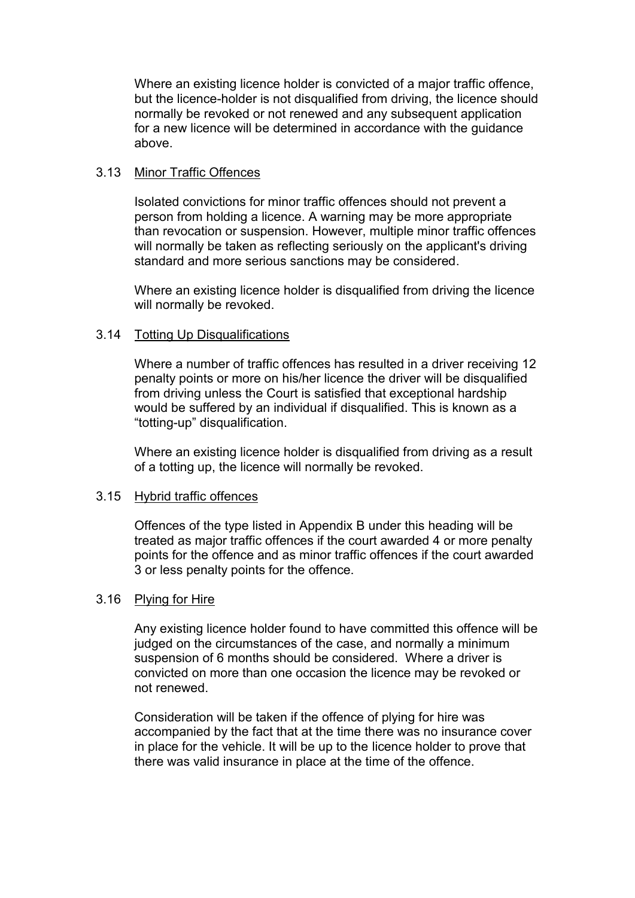Where an existing licence holder is convicted of a major traffic offence, but the licence-holder is not disqualified from driving, the licence should normally be revoked or not renewed and any subsequent application for a new licence will be determined in accordance with the guidance above.

### 3.13 Minor Traffic Offences

Isolated convictions for minor traffic offences should not prevent a person from holding a licence. A warning may be more appropriate than revocation or suspension. However, multiple minor traffic offences will normally be taken as reflecting seriously on the applicant's driving standard and more serious sanctions may be considered.

Where an existing licence holder is disqualified from driving the licence will normally be revoked.

### 3.14 Totting Up Disqualifications

Where a number of traffic offences has resulted in a driver receiving 12 penalty points or more on his/her licence the driver will be disqualified from driving unless the Court is satisfied that exceptional hardship would be suffered by an individual if disqualified. This is known as a "totting-up" disqualification.

Where an existing licence holder is disqualified from driving as a result of a totting up, the licence will normally be revoked.

### 3.15 Hybrid traffic offences

Offences of the type listed in Appendix B under this heading will be treated as major traffic offences if the court awarded 4 or more penalty points for the offence and as minor traffic offences if the court awarded 3 or less penalty points for the offence.

### 3.16 Plying for Hire

Any existing licence holder found to have committed this offence will be judged on the circumstances of the case, and normally a minimum suspension of 6 months should be considered. Where a driver is convicted on more than one occasion the licence may be revoked or not renewed.

Consideration will be taken if the offence of plying for hire was accompanied by the fact that at the time there was no insurance cover in place for the vehicle. It will be up to the licence holder to prove that there was valid insurance in place at the time of the offence.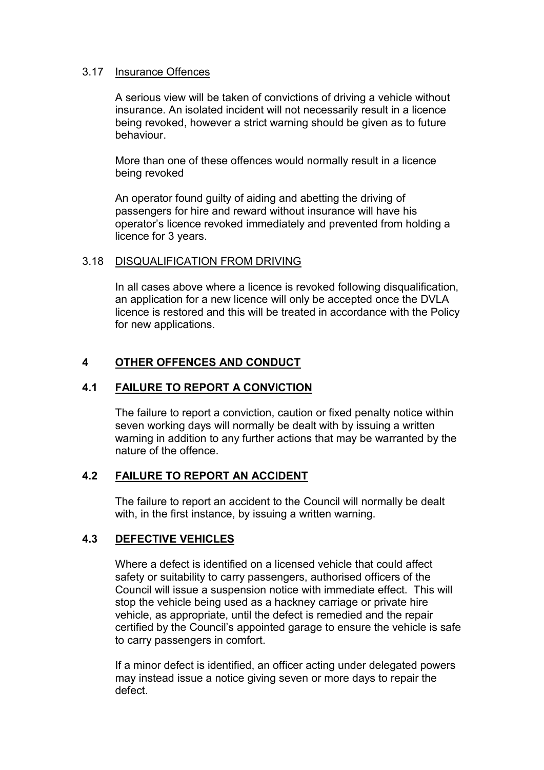### 3.17 Insurance Offences

A serious view will be taken of convictions of driving a vehicle without insurance. An isolated incident will not necessarily result in a licence being revoked, however a strict warning should be given as to future behaviour.

More than one of these offences would normally result in a licence being revoked

An operator found guilty of aiding and abetting the driving of passengers for hire and reward without insurance will have his operator's licence revoked immediately and prevented from holding a licence for 3 years.

### 3.18 DISQUALIFICATION FROM DRIVING

In all cases above where a licence is revoked following disqualification, an application for a new licence will only be accepted once the DVLA licence is restored and this will be treated in accordance with the Policy for new applications.

## 4 OTHER OFFENCES AND CONDUCT

### 4.1 FAILURE TO REPORT A CONVICTION

The failure to report a conviction, caution or fixed penalty notice within seven working days will normally be dealt with by issuing a written warning in addition to any further actions that may be warranted by the nature of the offence.

### 4.2 FAILURE TO REPORT AN ACCIDENT

The failure to report an accident to the Council will normally be dealt with, in the first instance, by issuing a written warning.

### 4.3 DEFECTIVE VEHICLES

Where a defect is identified on a licensed vehicle that could affect safety or suitability to carry passengers, authorised officers of the Council will issue a suspension notice with immediate effect. This will stop the vehicle being used as a hackney carriage or private hire vehicle, as appropriate, until the defect is remedied and the repair certified by the Council's appointed garage to ensure the vehicle is safe to carry passengers in comfort.

If a minor defect is identified, an officer acting under delegated powers may instead issue a notice giving seven or more days to repair the defect.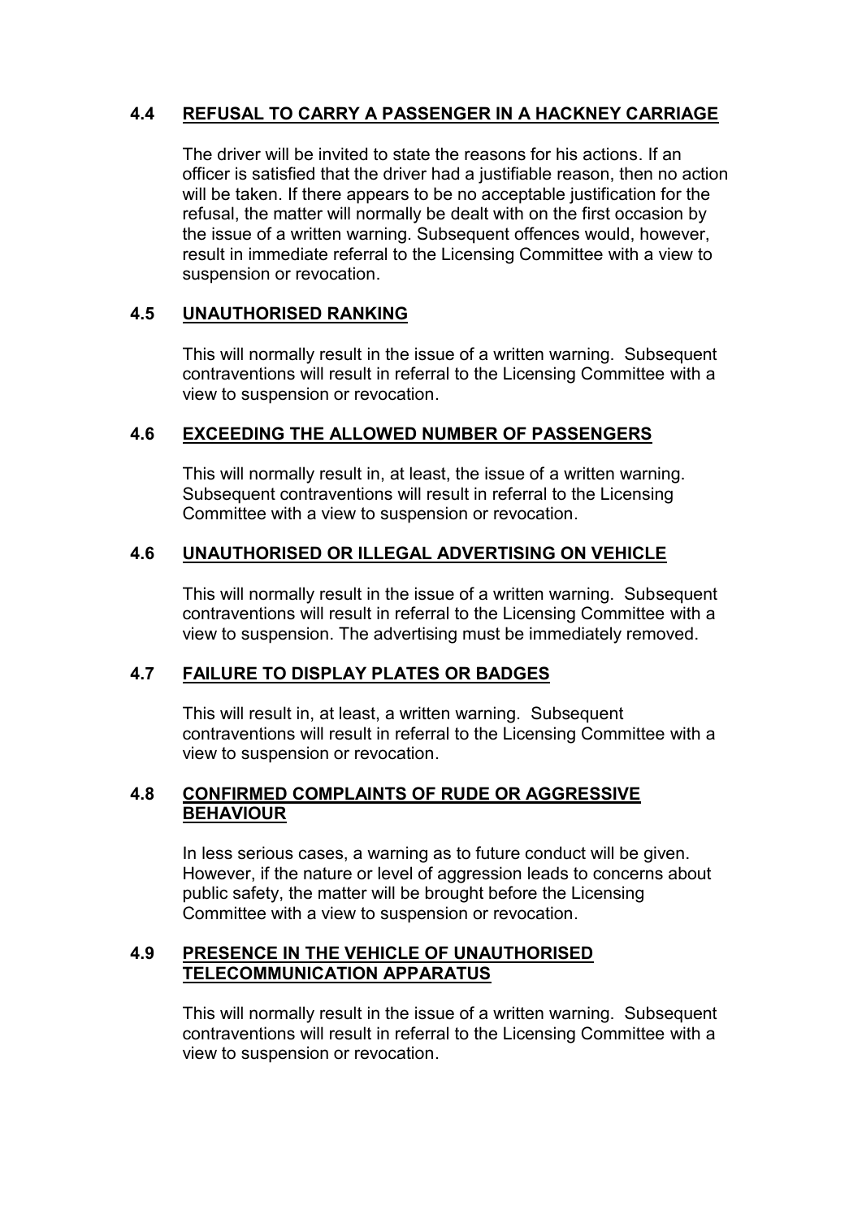### 4.4 REFUSAL TO CARRY A PASSENGER IN A HACKNEY CARRIAGE

The driver will be invited to state the reasons for his actions. If an officer is satisfied that the driver had a justifiable reason, then no action will be taken. If there appears to be no acceptable justification for the refusal, the matter will normally be dealt with on the first occasion by the issue of a written warning. Subsequent offences would, however, result in immediate referral to the Licensing Committee with a view to suspension or revocation.

### 4.5 UNAUTHORISED RANKING

This will normally result in the issue of a written warning. Subsequent contraventions will result in referral to the Licensing Committee with a view to suspension or revocation.

### 4.6 EXCEEDING THE ALLOWED NUMBER OF PASSENGERS

This will normally result in, at least, the issue of a written warning. Subsequent contraventions will result in referral to the Licensing Committee with a view to suspension or revocation.

### 4.6 UNAUTHORISED OR ILLEGAL ADVERTISING ON VEHICLE

This will normally result in the issue of a written warning. Subsequent contraventions will result in referral to the Licensing Committee with a view to suspension. The advertising must be immediately removed.

### 4.7 FAILURE TO DISPLAY PLATES OR BADGES

This will result in, at least, a written warning. Subsequent contraventions will result in referral to the Licensing Committee with a view to suspension or revocation.

### 4.8 CONFIRMED COMPLAINTS OF RUDE OR AGGRESSIVE BEHAVIOUR

In less serious cases, a warning as to future conduct will be given. However, if the nature or level of aggression leads to concerns about public safety, the matter will be brought before the Licensing Committee with a view to suspension or revocation.

### 4.9 PRESENCE IN THE VEHICLE OF UNAUTHORISED TELECOMMUNICATION APPARATUS

This will normally result in the issue of a written warning. Subsequent contraventions will result in referral to the Licensing Committee with a view to suspension or revocation.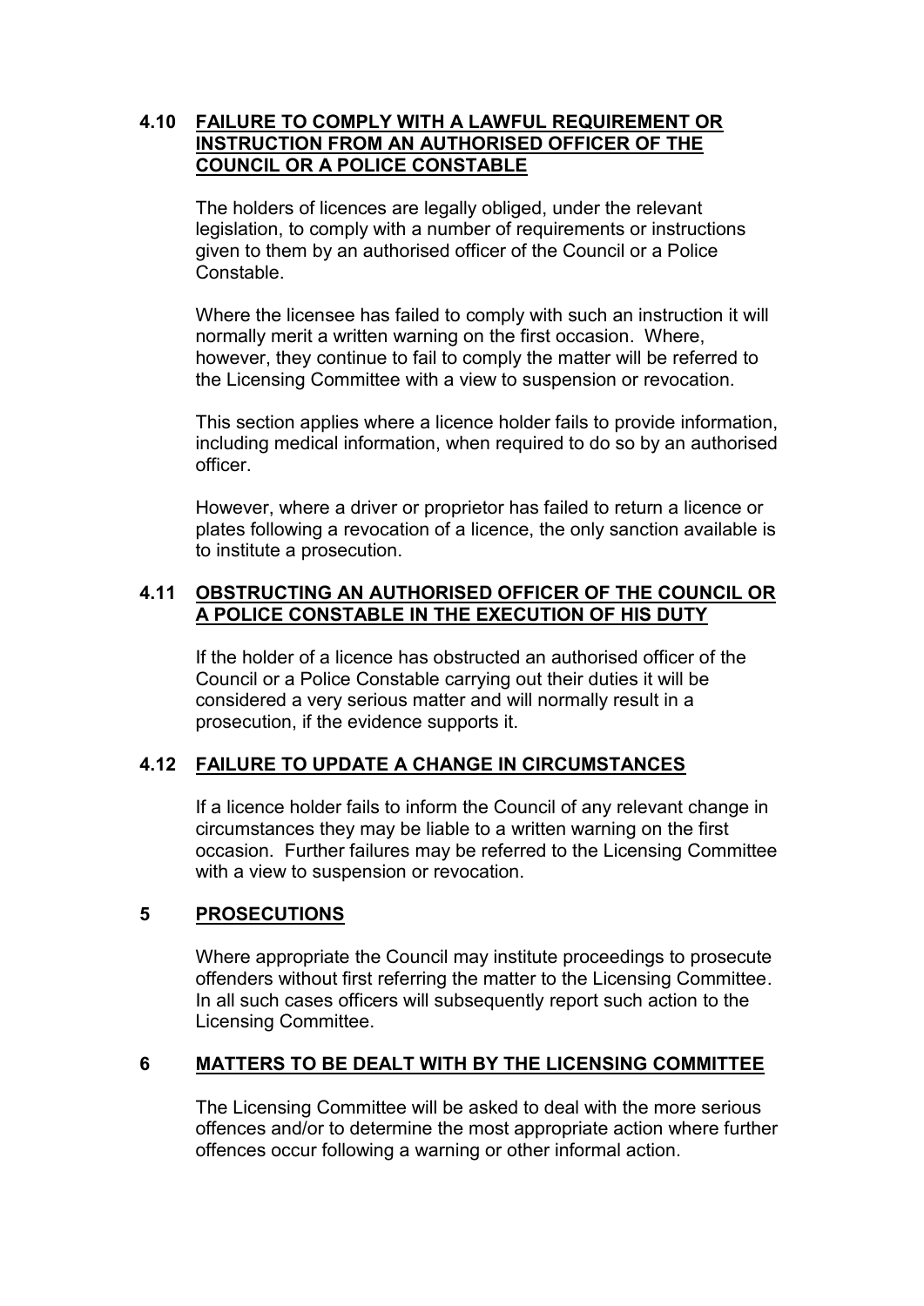### 4.10 FAILURE TO COMPLY WITH A LAWFUL REQUIREMENT OR INSTRUCTION FROM AN AUTHORISED OFFICER OF THE COUNCIL OR A POLICE CONSTABLE

The holders of licences are legally obliged, under the relevant legislation, to comply with a number of requirements or instructions given to them by an authorised officer of the Council or a Police Constable.

Where the licensee has failed to comply with such an instruction it will normally merit a written warning on the first occasion. Where, however, they continue to fail to comply the matter will be referred to the Licensing Committee with a view to suspension or revocation.

This section applies where a licence holder fails to provide information, including medical information, when required to do so by an authorised officer.

However, where a driver or proprietor has failed to return a licence or plates following a revocation of a licence, the only sanction available is to institute a prosecution.

### 4.11 OBSTRUCTING AN AUTHORISED OFFICER OF THE COUNCIL OR A POLICE CONSTABLE IN THE EXECUTION OF HIS DUTY

If the holder of a licence has obstructed an authorised officer of the Council or a Police Constable carrying out their duties it will be considered a very serious matter and will normally result in a prosecution, if the evidence supports it.

### 4.12 FAILURE TO UPDATE A CHANGE IN CIRCUMSTANCES

If a licence holder fails to inform the Council of any relevant change in circumstances they may be liable to a written warning on the first occasion. Further failures may be referred to the Licensing Committee with a view to suspension or revocation.

## 5 PROSECUTIONS

Where appropriate the Council may institute proceedings to prosecute offenders without first referring the matter to the Licensing Committee. In all such cases officers will subsequently report such action to the Licensing Committee.

## 6 MATTERS TO BE DEALT WITH BY THE LICENSING COMMITTEE

The Licensing Committee will be asked to deal with the more serious offences and/or to determine the most appropriate action where further offences occur following a warning or other informal action.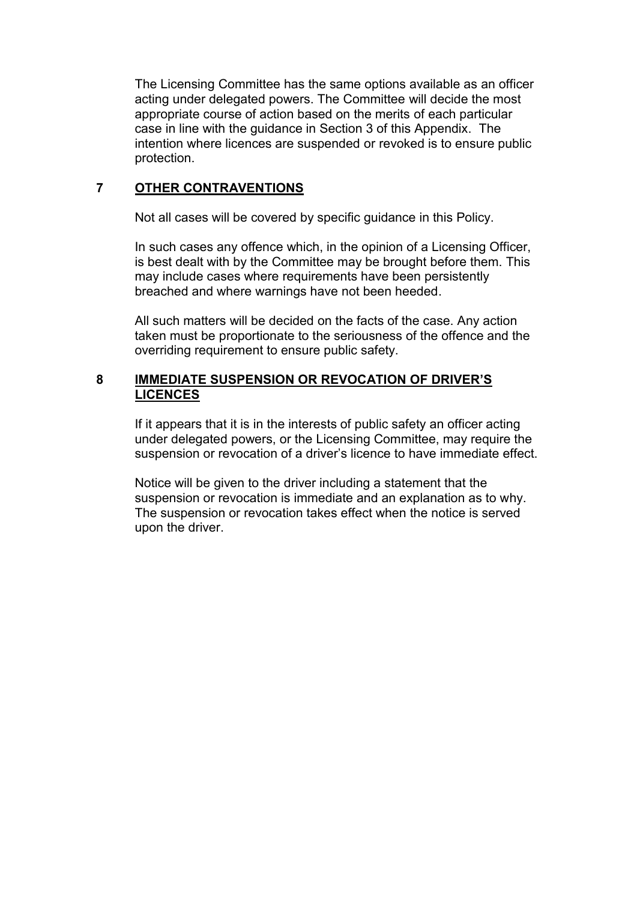The Licensing Committee has the same options available as an officer acting under delegated powers. The Committee will decide the most appropriate course of action based on the merits of each particular case in line with the guidance in Section 3 of this Appendix. The intention where licences are suspended or revoked is to ensure public protection.

## 7 OTHER CONTRAVENTIONS

Not all cases will be covered by specific guidance in this Policy.

In such cases any offence which, in the opinion of a Licensing Officer, is best dealt with by the Committee may be brought before them. This may include cases where requirements have been persistently breached and where warnings have not been heeded.

All such matters will be decided on the facts of the case. Any action taken must be proportionate to the seriousness of the offence and the overriding requirement to ensure public safety.

## 8 IMMEDIATE SUSPENSION OR REVOCATION OF DRIVER'S LICENCES

If it appears that it is in the interests of public safety an officer acting under delegated powers, or the Licensing Committee, may require the suspension or revocation of a driver's licence to have immediate effect.

Notice will be given to the driver including a statement that the suspension or revocation is immediate and an explanation as to why. The suspension or revocation takes effect when the notice is served upon the driver.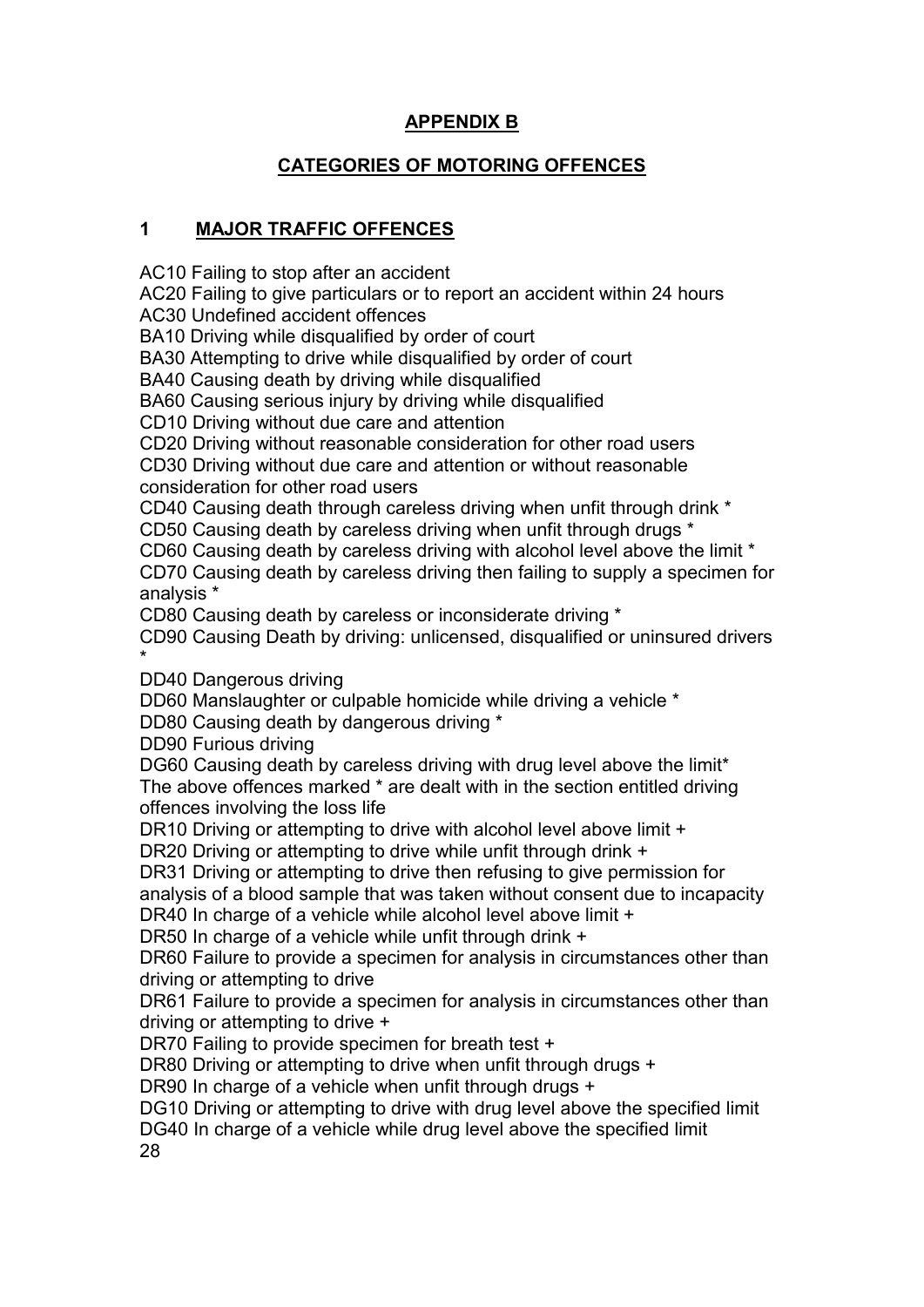# APPENDIX B

## CATEGORIES OF MOTORING OFFENCES

### 1 MAJOR TRAFFIC OFFENCES

AC10 Failing to stop after an accident
AC20 Failing to give particulars or to report an accident within 24 hours
AC30 Undefined accident offences
BA10 Driving while disqualified by order of court
BA30 Attempting to drive while disqualified by order of court
BA40 Causing death by driving while disqualified
BA60 Causing serious injury by driving while disqualified
CD10 Driving without due care and attention
CD20 Driving without reasonable consideration for other road users
CD30 Driving without due care and attention or without reasonable consideration for other road users
CD40 Causing death through careless driving when unfit through drink *
CD50 Causing death by careless driving when unfit through drugs *
CD60 Causing death by careless driving with alcohol level above the limit *
CD70 Causing death by careless driving then failing to supply a specimen for analysis *
CD80 Causing death by careless or inconsiderate driving *
CD90 Causing Death by driving: unlicensed, disqualified or uninsured drivers *
DD40 Dangerous driving
DD60 Manslaughter or culpable homicide while driving a vehicle *
DD80 Causing death by dangerous driving *
DD90 Furious driving
DG60 Causing death by careless driving with drug level above the limit*
The above offences marked * are dealt with in the section entitled driving offences involving the loss life
DR10 Driving or attempting to drive with alcohol level above limit +
DR20 Driving or attempting to drive while unfit through drink +
DR31 Driving or attempting to drive then refusing to give permission for analysis of a blood sample that was taken without consent due to incapacity
DR40 In charge of a vehicle while alcohol level above limit +
DR50 In charge of a vehicle while unfit through drink +
DR60 Failure to provide a specimen for analysis in circumstances other than driving or attempting to drive
DR61 Failure to provide a specimen for analysis in circumstances other than driving or attempting to drive +
DR70 Failing to provide specimen for breath test +
DR80 Driving or attempting to drive when unfit through drugs +
DR90 In charge of a vehicle when unfit through drugs +
DG10 Driving or attempting to drive with drug level above the specified limit
DG40 In charge of a vehicle while drug level above the specified limit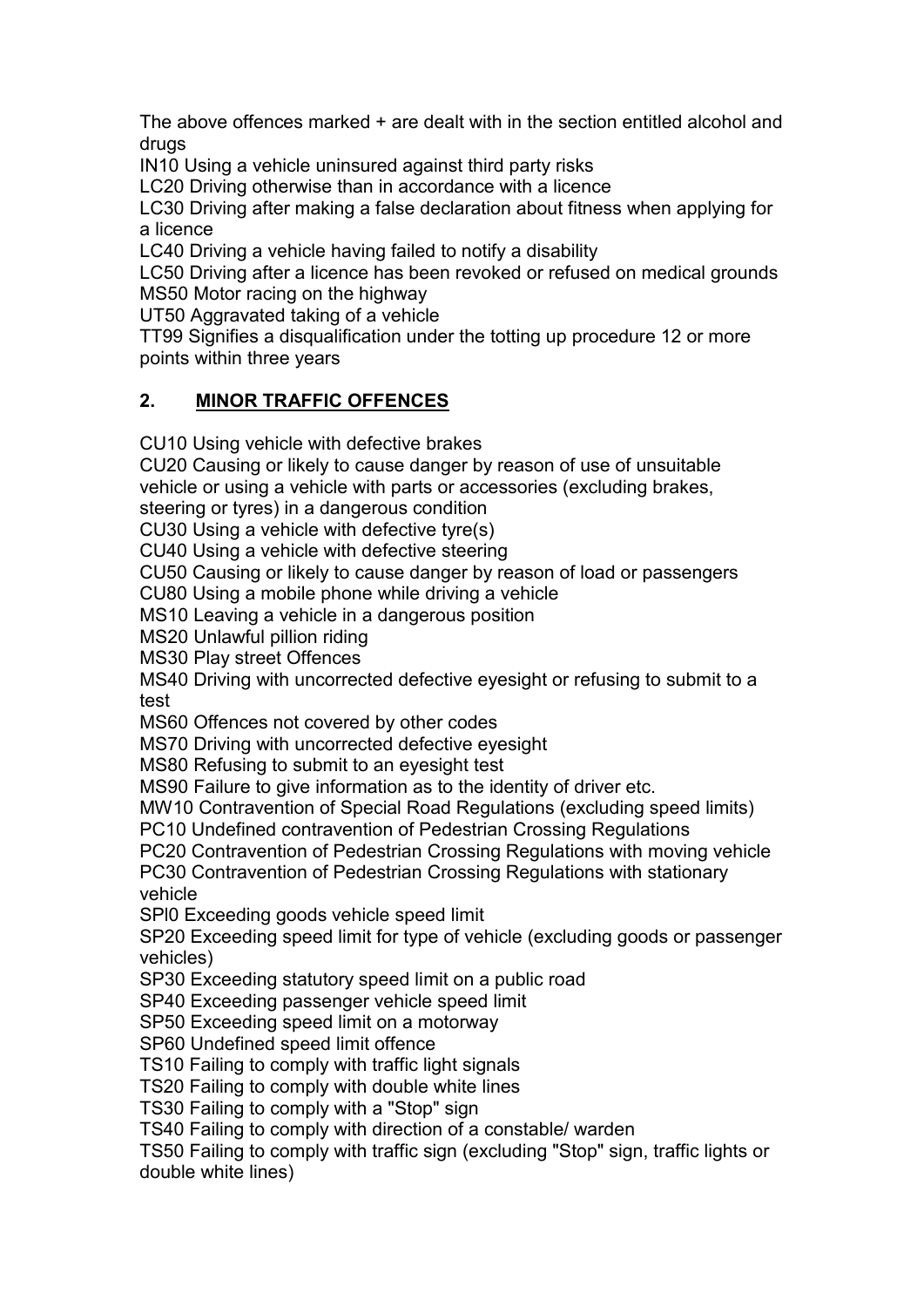The above offences marked + are dealt with in the section entitled alcohol and drugs

IN10 Using a vehicle uninsured against third party risks
LC20 Driving otherwise than in accordance with a licence
LC30 Driving after making a false declaration about fitness when applying for a licence
LC40 Driving a vehicle having failed to notify a disability
LC50 Driving after a licence has been revoked or refused on medical grounds
MS50 Motor racing on the highway
UT50 Aggravated taking of a vehicle
TT99 Signifies a disqualification under the totting up procedure 12 or more points within three years

## 2. MINOR TRAFFIC OFFENCES

CU10 Using vehicle with defective brakes
CU20 Causing or likely to cause danger by reason of use of unsuitable vehicle or using a vehicle with parts or accessories (excluding brakes, steering or tyres) in a dangerous condition
CU30 Using a vehicle with defective tyre(s)
CU40 Using a vehicle with defective steering
CU50 Causing or likely to cause danger by reason of load or passengers
CU80 Using a mobile phone while driving a vehicle
MS10 Leaving a vehicle in a dangerous position
MS20 Unlawful pillion riding
MS30 Play street Offences
MS40 Driving with uncorrected defective eyesight or refusing to submit to a test
MS60 Offences not covered by other codes
MS70 Driving with uncorrected defective eyesight
MS80 Refusing to submit to an eyesight test
MS90 Failure to give information as to the identity of driver etc.
MW10 Contravention of Special Road Regulations (excluding speed limits)
PC10 Undefined contravention of Pedestrian Crossing Regulations
PC20 Contravention of Pedestrian Crossing Regulations with moving vehicle
PC30 Contravention of Pedestrian Crossing Regulations with stationary vehicle
SPl0 Exceeding goods vehicle speed limit
SP20 Exceeding speed limit for type of vehicle (excluding goods or passenger vehicles)
SP30 Exceeding statutory speed limit on a public road
SP40 Exceeding passenger vehicle speed limit
SP50 Exceeding speed limit on a motorway
SP60 Undefined speed limit offence
TS10 Failing to comply with traffic light signals
TS20 Failing to comply with double white lines
TS30 Failing to comply with a "Stop" sign
TS40 Failing to comply with direction of a constable/ warden
TS50 Failing to comply with traffic sign (excluding "Stop" sign, traffic lights or double white lines)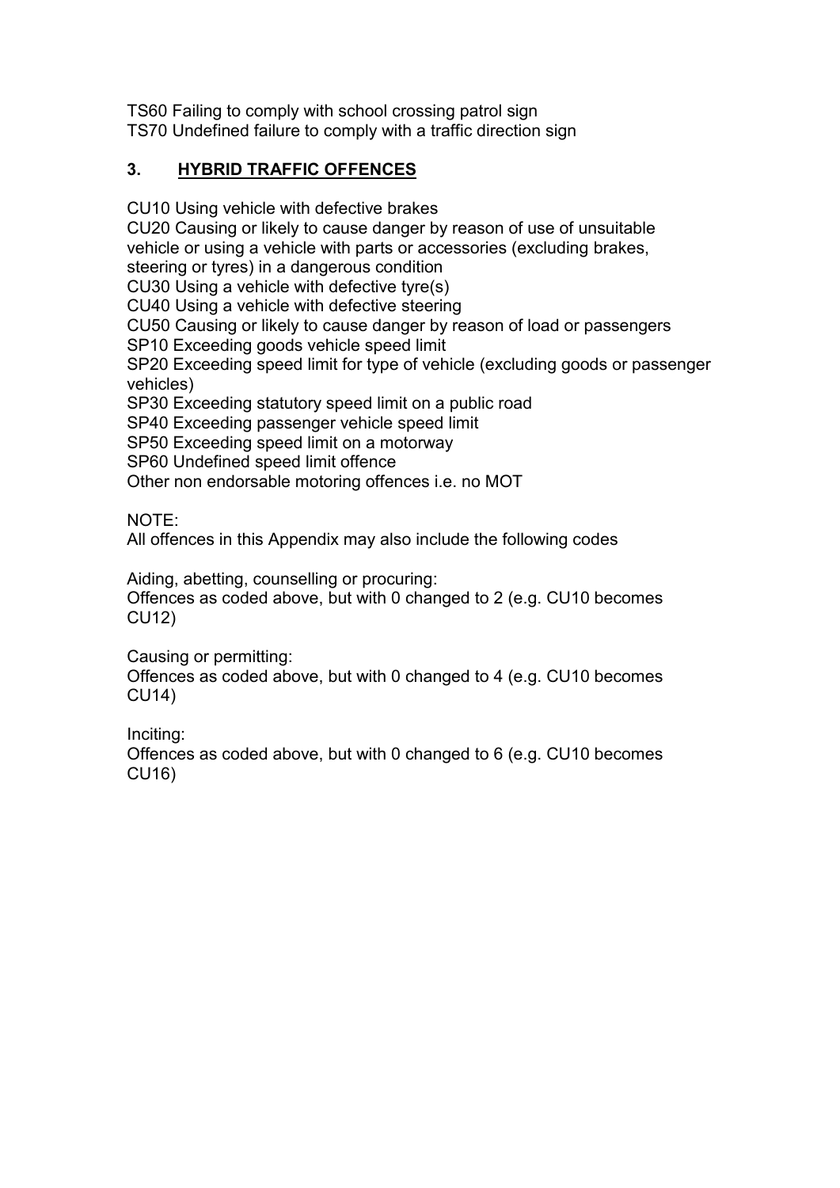TS60 Failing to comply with school crossing patrol sign
TS70 Undefined failure to comply with a traffic direction sign

## 3. HYBRID TRAFFIC OFFENCES

CU10 Using vehicle with defective brakes
CU20 Causing or likely to cause danger by reason of use of unsuitable vehicle or using a vehicle with parts or accessories (excluding brakes, steering or tyres) in a dangerous condition
CU30 Using a vehicle with defective tyre(s)
CU40 Using a vehicle with defective steering
CU50 Causing or likely to cause danger by reason of load or passengers
SP10 Exceeding goods vehicle speed limit
SP20 Exceeding speed limit for type of vehicle (excluding goods or passenger vehicles)
SP30 Exceeding statutory speed limit on a public road
SP40 Exceeding passenger vehicle speed limit
SP50 Exceeding speed limit on a motorway
SP60 Undefined speed limit offence
Other non endorsable motoring offences i.e. no MOT

NOTE:
All offences in this Appendix may also include the following codes

Aiding, abetting, counselling or procuring:
Offences as coded above, but with 0 changed to 2 (e.g. CU10 becomes CU12)

Causing or permitting:
Offences as coded above, but with 0 changed to 4 (e.g. CU10 becomes CU14)

Inciting:
Offences as coded above, but with 0 changed to 6 (e.g. CU10 becomes CU16)